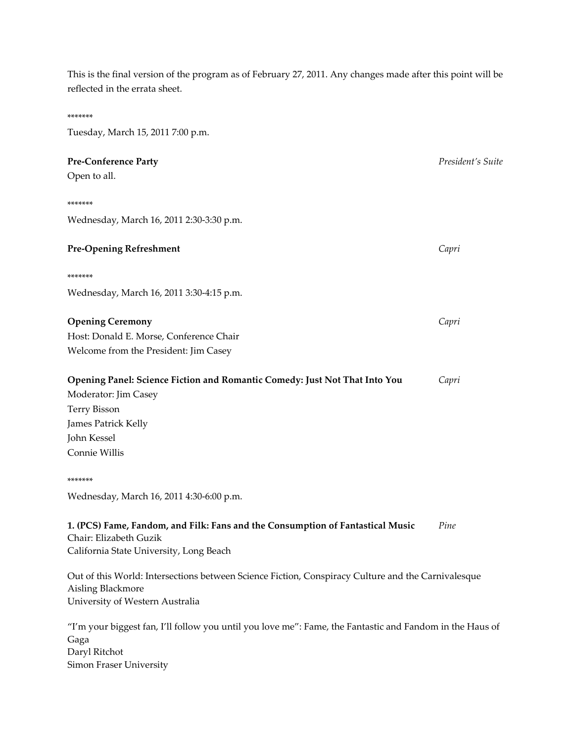This is the final version of the program as of February 27, 2011. Any changes made after this point will be reflected in the errata sheet.

*******

Tuesday, March 15, 2011 7:00 p.m.

**Pre-Conference Party** *President's Suite*

Open to all.

*******

Wednesday, March 16, 2011 2:30-3:30 p.m.

**Pre-Opening Refreshment** *Capri*

*******

Wednesday, March 16, 2011 3:30-4:15 p.m.

**Opening Ceremony** *Capri*

Host: Donald E. Morse, Conference Chair

Welcome from the President: Jim Casey

**Opening Panel: Science Fiction and Romantic Comedy: Just Not That Into You** *Capri*

Moderator: Jim Casey

Terry Bisson

James Patrick Kelly

John Kessel

Connie Willis

*******

Wednesday, March 16, 2011 4:30-6:00 p.m.

**1. (PCS) Fame, Fandom, and Filk: Fans and the Consumption of Fantastical Music** *Pine*

Chair: Elizabeth Guzik
California State University, Long Beach

Out of this World: Intersections between Science Fiction, Conspiracy Culture and the Carnivalesque
Aisling Blackmore
University of Western Australia

"I'm your biggest fan, I'll follow you until you love me": Fame, the Fantastic and Fandom in the Haus of Gaga
Daryl Ritchot
Simon Fraser University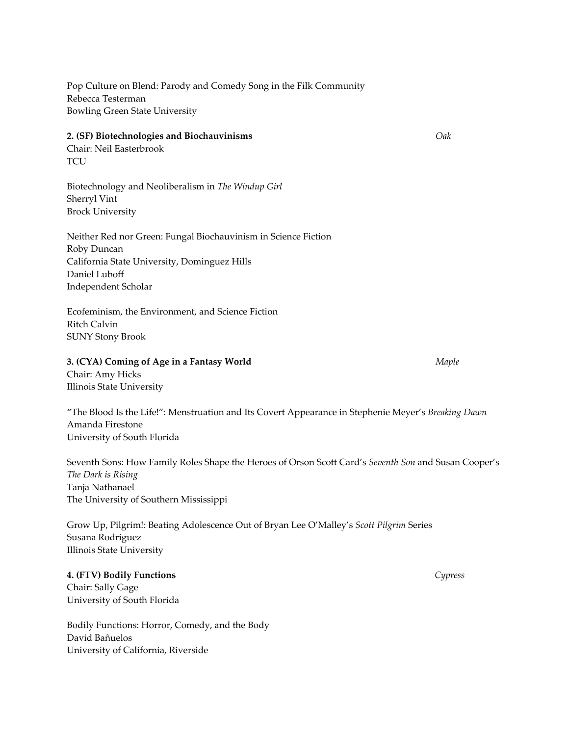Pop Culture on Blend: Parody and Comedy Song in the Filk Community
Rebecca Testerman
Bowling Green State University

**2. (SF) Biotechnologies and Biochauvinisms** *Oak*
Chair: Neil Easterbrook
TCU

Biotechnology and Neoliberalism in *The Windup Girl*
Sherryl Vint
Brock University

Neither Red nor Green: Fungal Biochauvinism in Science Fiction
Roby Duncan
California State University, Dominguez Hills
Daniel Luboff
Independent Scholar

Ecofeminism, the Environment, and Science Fiction
Ritch Calvin
SUNY Stony Brook

**3. (CYA) Coming of Age in a Fantasy World** *Maple*
Chair: Amy Hicks
Illinois State University

"The Blood Is the Life!": Menstruation and Its Covert Appearance in Stephenie Meyer's *Breaking Dawn*
Amanda Firestone
University of South Florida

Seventh Sons: How Family Roles Shape the Heroes of Orson Scott Card's *Seventh Son* and Susan Cooper's *The Dark is Rising*
Tanja Nathanael
The University of Southern Mississippi

Grow Up, Pilgrim!: Beating Adolescence Out of Bryan Lee O'Malley's *Scott Pilgrim* Series
Susana Rodriguez
Illinois State University

**4. (FTV) Bodily Functions** *Cypress*
Chair: Sally Gage
University of South Florida

Bodily Functions: Horror, Comedy, and the Body
David Bañuelos
University of California, Riverside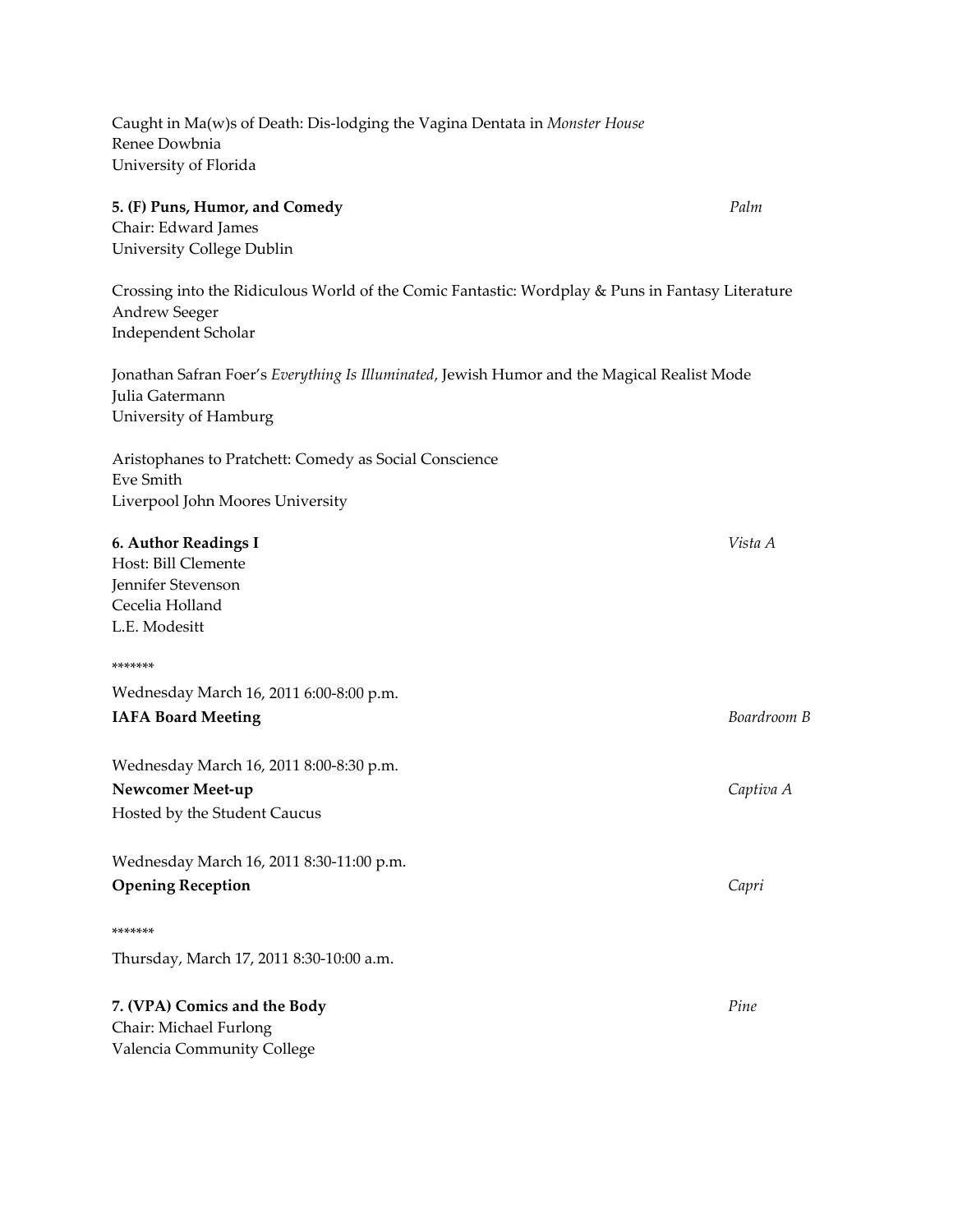Caught in Ma(w)s of Death: Dis-lodging the Vagina Dentata in *Monster House*
Renee Dowbnia
University of Florida

**5. (F) Puns, Humor, and Comedy** *Palm*
Chair: Edward James
University College Dublin

Crossing into the Ridiculous World of the Comic Fantastic: Wordplay & Puns in Fantasy Literature
Andrew Seeger
Independent Scholar

Jonathan Safran Foer's *Everything Is Illuminated*, Jewish Humor and the Magical Realist Mode
Julia Gatermann
University of Hamburg

Aristophanes to Pratchett: Comedy as Social Conscience
Eve Smith
Liverpool John Moores University

**6. Author Readings I** *Vista A*
Host: Bill Clemente
Jennifer Stevenson
Cecelia Holland
L.E. Modesitt

*******

Wednesday March 16, 2011 6:00-8:00 p.m.
**IAFA Board Meeting** *Boardroom B*

Wednesday March 16, 2011 8:00-8:30 p.m.
**Newcomer Meet-up** *Captiva A*
Hosted by the Student Caucus

Wednesday March 16, 2011 8:30-11:00 p.m.
**Opening Reception** *Capri*

*******

Thursday, March 17, 2011 8:30-10:00 a.m.

**7. (VPA) Comics and the Body** *Pine*
Chair: Michael Furlong
Valencia Community College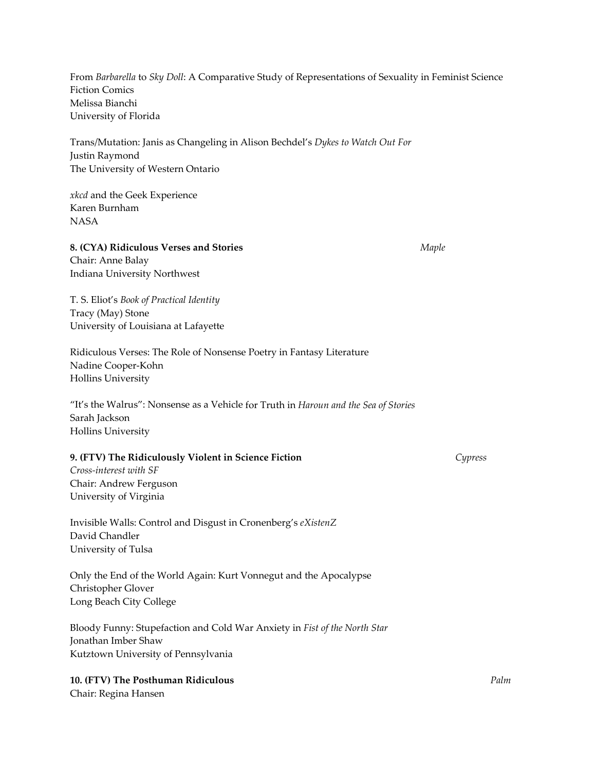From *Barbarella* to *Sky Doll*: A Comparative Study of Representations of Sexuality in Feminist Science Fiction Comics
Melissa Bianchi
University of Florida

Trans/Mutation: Janis as Changeling in Alison Bechdel's *Dykes to Watch Out For*
Justin Raymond
The University of Western Ontario

*xkcd* and the Geek Experience
Karen Burnham
NASA

**8. (CYA) Ridiculous Verses and Stories** *Maple*
Chair: Anne Balay
Indiana University Northwest

T. S. Eliot's *Book of Practical Identity*
Tracy (May) Stone
University of Louisiana at Lafayette

Ridiculous Verses: The Role of Nonsense Poetry in Fantasy Literature
Nadine Cooper-Kohn
Hollins University

"It's the Walrus": Nonsense as a Vehicle for Truth in *Haroun and the Sea of Stories*
Sarah Jackson
Hollins University

**9. (FTV) The Ridiculously Violent in Science Fiction** *Cypress*
*Cross-interest with SF*
Chair: Andrew Ferguson
University of Virginia

Invisible Walls: Control and Disgust in Cronenberg's *eXistenZ*
David Chandler
University of Tulsa

Only the End of the World Again: Kurt Vonnegut and the Apocalypse
Christopher Glover
Long Beach City College

Bloody Funny: Stupefaction and Cold War Anxiety in *Fist of the North Star*
Jonathan Imber Shaw
Kutztown University of Pennsylvania

**10. (FTV) The Posthuman Ridiculous** *Palm*
Chair: Regina Hansen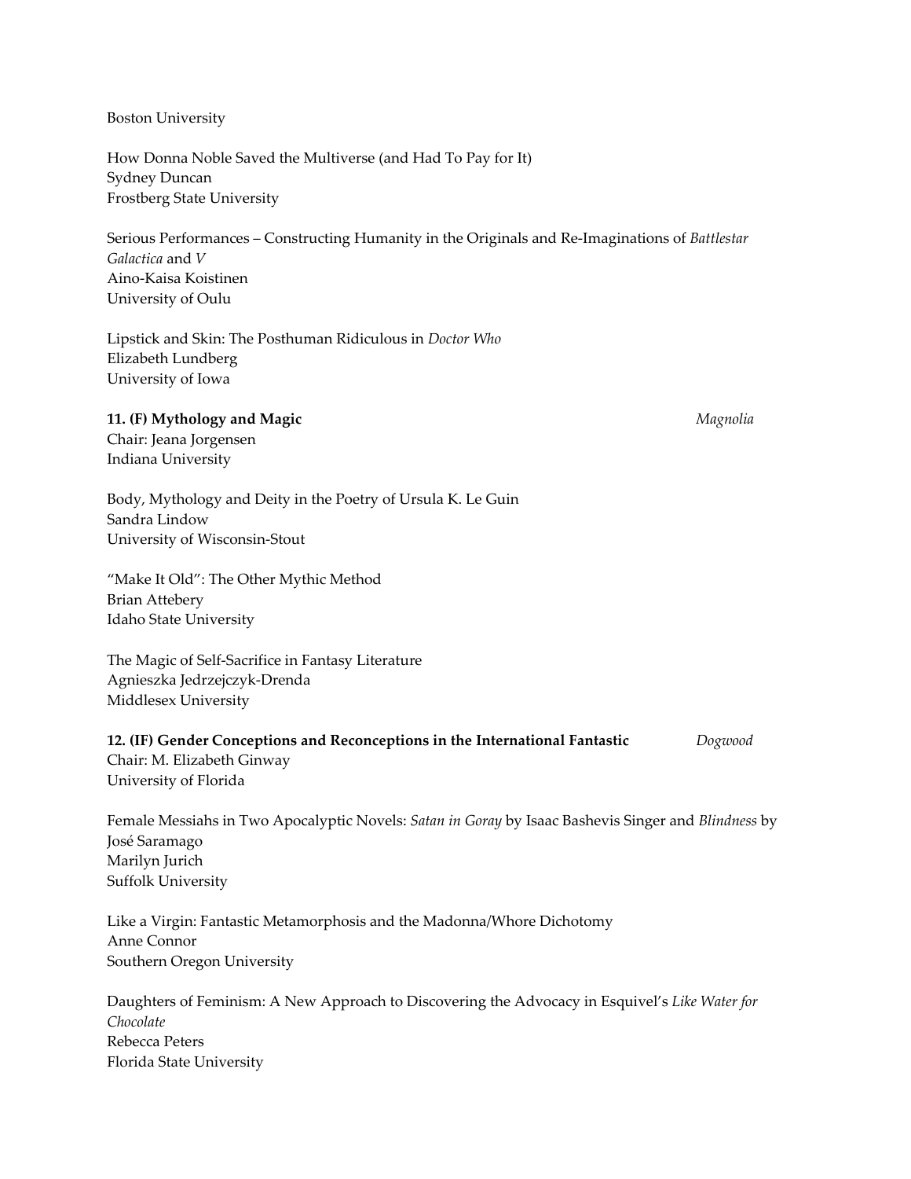Boston University

How Donna Noble Saved the Multiverse (and Had To Pay for It)
Sydney Duncan
Frostberg State University

Serious Performances – Constructing Humanity in the Originals and Re-Imaginations of *Battlestar Galactica* and *V*
Aino-Kaisa Koistinen
University of Oulu

Lipstick and Skin: The Posthuman Ridiculous in *Doctor Who*
Elizabeth Lundberg
University of Iowa

**11. (F) Mythology and Magic** *Magnolia*
Chair: Jeana Jorgensen
Indiana University

Body, Mythology and Deity in the Poetry of Ursula K. Le Guin
Sandra Lindow
University of Wisconsin-Stout

"Make It Old": The Other Mythic Method
Brian Attebery
Idaho State University

The Magic of Self-Sacrifice in Fantasy Literature
Agnieszka Jedrzejczyk-Drenda
Middlesex University

**12. (IF) Gender Conceptions and Reconceptions in the International Fantastic** *Dogwood*
Chair: M. Elizabeth Ginway
University of Florida

Female Messiahs in Two Apocalyptic Novels: *Satan in Goray* by Isaac Bashevis Singer and *Blindness* by José Saramago
Marilyn Jurich
Suffolk University

Like a Virgin: Fantastic Metamorphosis and the Madonna/Whore Dichotomy
Anne Connor
Southern Oregon University

Daughters of Feminism: A New Approach to Discovering the Advocacy in Esquivel's *Like Water for Chocolate*
Rebecca Peters
Florida State University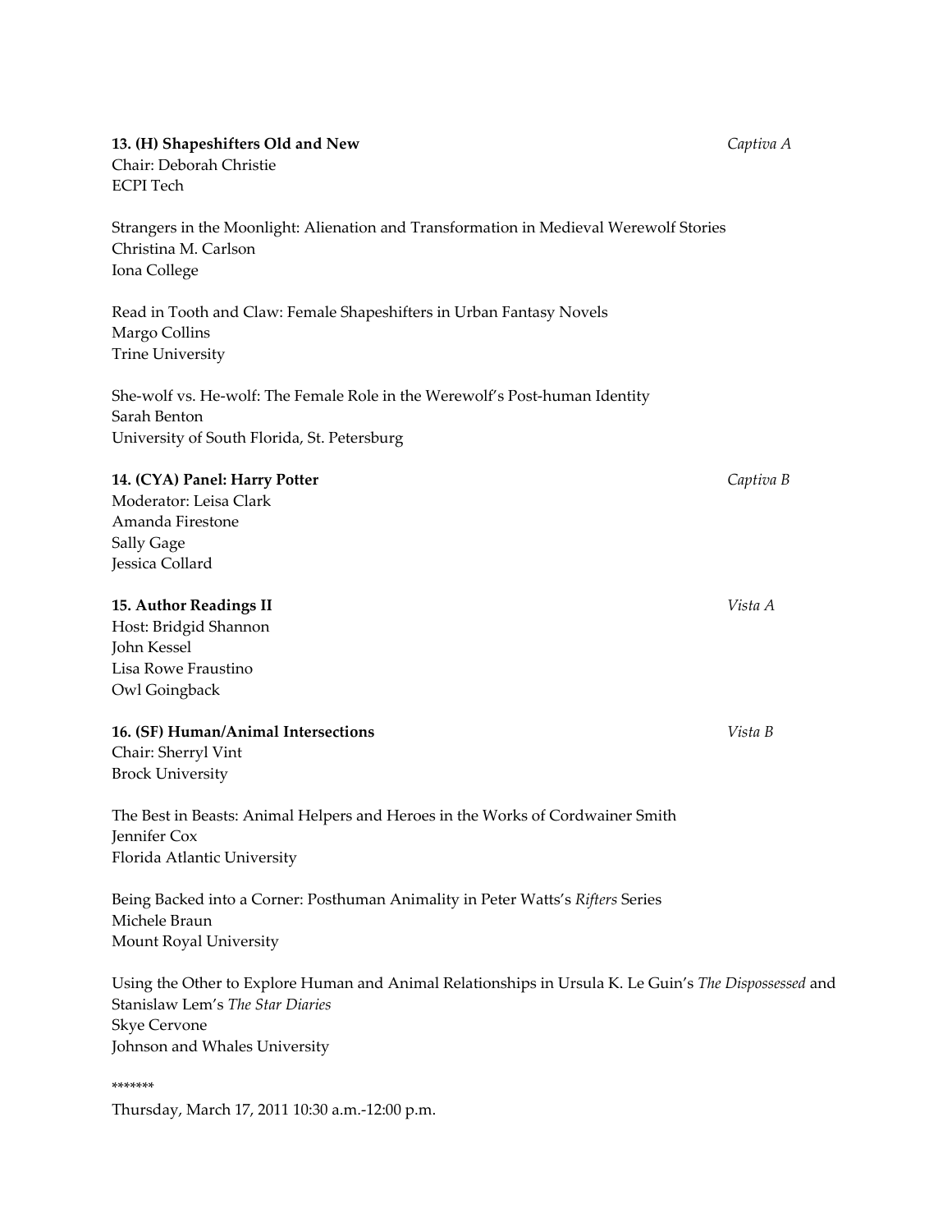**13. (H) Shapeshifters Old and New** *Captiva A*

Chair: Deborah Christie
ECPI Tech

Strangers in the Moonlight: Alienation and Transformation in Medieval Werewolf Stories
Christina M. Carlson
Iona College

Read in Tooth and Claw: Female Shapeshifters in Urban Fantasy Novels
Margo Collins
Trine University

She-wolf vs. He-wolf: The Female Role in the Werewolf's Post-human Identity
Sarah Benton
University of South Florida, St. Petersburg

**14. (CYA) Panel: Harry Potter** *Captiva B*

Moderator: Leisa Clark
Amanda Firestone
Sally Gage
Jessica Collard

**15. Author Readings II** *Vista A*

Host: Bridgid Shannon
John Kessel
Lisa Rowe Fraustino
Owl Goingback

**16. (SF) Human/Animal Intersections** *Vista B*

Chair: Sherryl Vint
Brock University

The Best in Beasts: Animal Helpers and Heroes in the Works of Cordwainer Smith
Jennifer Cox
Florida Atlantic University

Being Backed into a Corner: Posthuman Animality in Peter Watts's *Rifters* Series
Michele Braun
Mount Royal University

Using the Other to Explore Human and Animal Relationships in Ursula K. Le Guin's *The Dispossessed* and Stanislaw Lem's *The Star Diaries*
Skye Cervone
Johnson and Whales University

*******

Thursday, March 17, 2011 10:30 a.m.-12:00 p.m.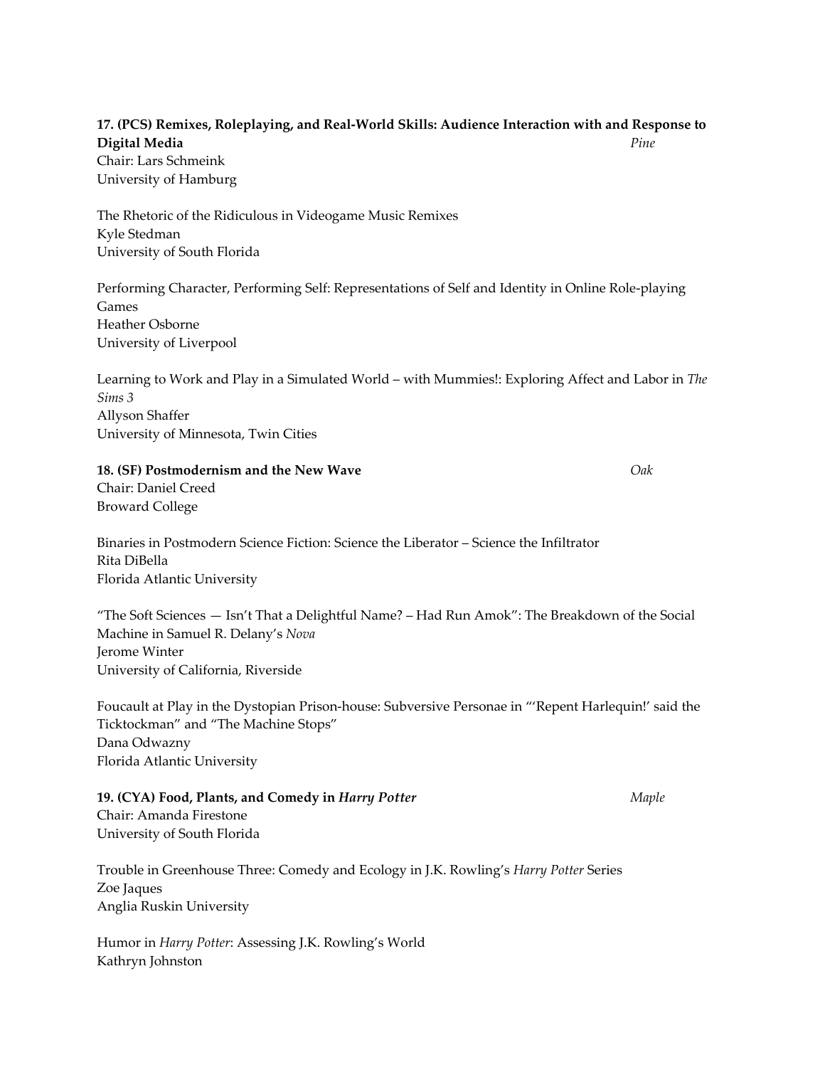**17. (PCS) Remixes, Roleplaying, and Real-World Skills: Audience Interaction with and Response to Digital Media** *Pine*

Chair: Lars Schmeink
University of Hamburg

The Rhetoric of the Ridiculous in Videogame Music Remixes
Kyle Stedman
University of South Florida

Performing Character, Performing Self: Representations of Self and Identity in Online Role-playing Games
Heather Osborne
University of Liverpool

Learning to Work and Play in a Simulated World – with Mummies!: Exploring Affect and Labor in *The Sims 3*
Allyson Shaffer
University of Minnesota, Twin Cities

**18. (SF) Postmodernism and the New Wave** *Oak*

Chair: Daniel Creed
Broward College

Binaries in Postmodern Science Fiction: Science the Liberator – Science the Infiltrator
Rita DiBella
Florida Atlantic University

"The Soft Sciences — Isn't That a Delightful Name? – Had Run Amok": The Breakdown of the Social Machine in Samuel R. Delany's *Nova*
Jerome Winter
University of California, Riverside

Foucault at Play in the Dystopian Prison-house: Subversive Personae in "'Repent Harlequin!' said the Ticktockman" and "The Machine Stops"
Dana Odwazny
Florida Atlantic University

**19. (CYA) Food, Plants, and Comedy in *Harry Potter*** *Maple*

Chair: Amanda Firestone
University of South Florida

Trouble in Greenhouse Three: Comedy and Ecology in J.K. Rowling's *Harry Potter* Series
Zoe Jaques
Anglia Ruskin University

Humor in *Harry Potter*: Assessing J.K. Rowling's World
Kathryn Johnston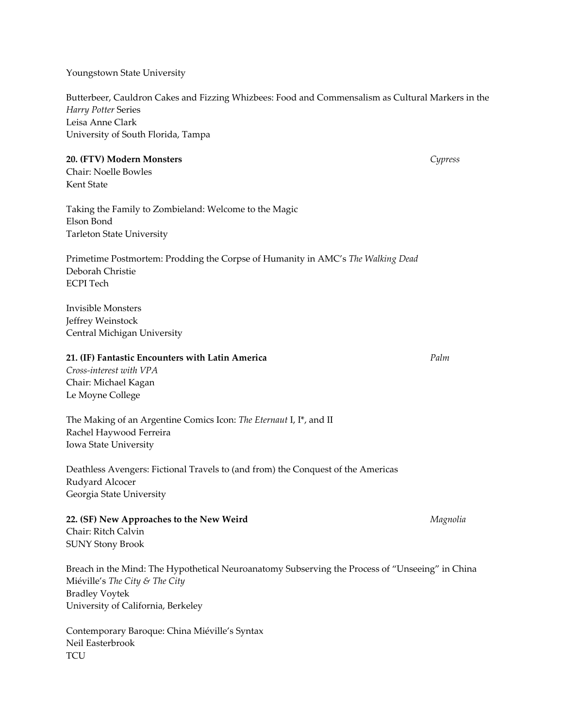Youngstown State University

Butterbeer, Cauldron Cakes and Fizzing Whizbees: Food and Commensalism as Cultural Markers in the *Harry Potter* Series
Leisa Anne Clark
University of South Florida, Tampa

**20. (FTV) Modern Monsters** *Cypress*
Chair: Noelle Bowles
Kent State

Taking the Family to Zombieland: Welcome to the Magic
Elson Bond
Tarleton State University

Primetime Postmortem: Prodding the Corpse of Humanity in AMC's *The Walking Dead*
Deborah Christie
ECPI Tech

Invisible Monsters
Jeffrey Weinstock
Central Michigan University

**21. (IF) Fantastic Encounters with Latin America** *Palm*
*Cross-interest with VPA*
Chair: Michael Kagan
Le Moyne College

The Making of an Argentine Comics Icon: *The Eternaut* I, I*, and II
Rachel Haywood Ferreira
Iowa State University

Deathless Avengers: Fictional Travels to (and from) the Conquest of the Americas
Rudyard Alcocer
Georgia State University

**22. (SF) New Approaches to the New Weird** *Magnolia*
Chair: Ritch Calvin
SUNY Stony Brook

Breach in the Mind: The Hypothetical Neuroanatomy Subserving the Process of "Unseeing" in China Miéville's *The City & The City*
Bradley Voytek
University of California, Berkeley

Contemporary Baroque: China Miéville's Syntax
Neil Easterbrook
TCU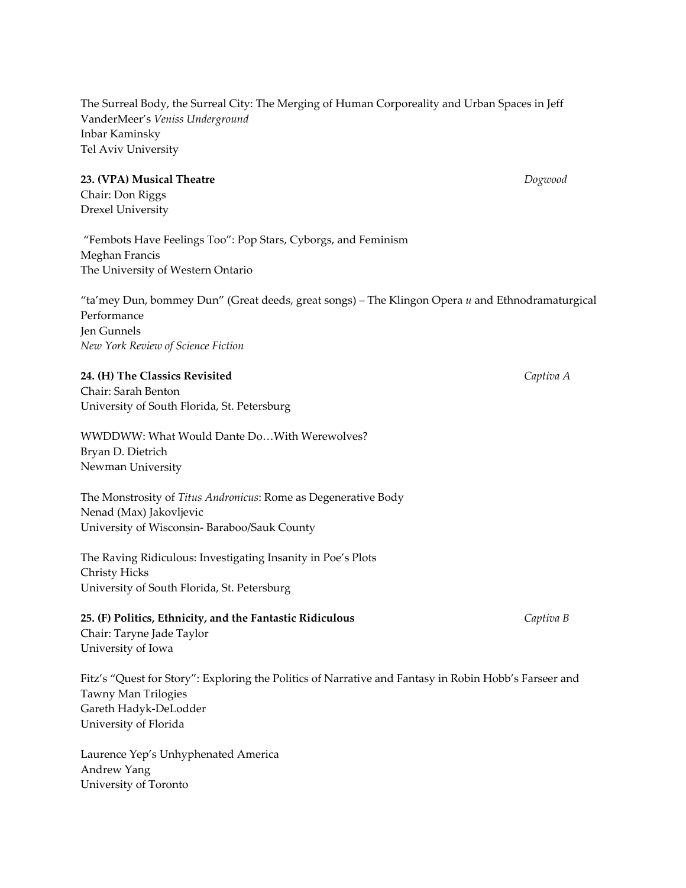The Surreal Body, the Surreal City: The Merging of Human Corporeality and Urban Spaces in Jeff VanderMeer's *Veniss Underground*
Inbar Kaminsky
Tel Aviv University

**23. (VPA) Musical Theatre** *Dogwood*
Chair: Don Riggs
Drexel University

"Fembots Have Feelings Too": Pop Stars, Cyborgs, and Feminism
Meghan Francis
The University of Western Ontario

"ta'mey Dun, bommey Dun" (Great deeds, great songs) – The Klingon Opera *u* and Ethnodramaturgical Performance
Jen Gunnels
*New York Review of Science Fiction*

**24. (H) The Classics Revisited** *Captiva A*
Chair: Sarah Benton
University of South Florida, St. Petersburg

WWDDWW: What Would Dante Do…With Werewolves?
Bryan D. Dietrich
Newman University

The Monstrosity of *Titus Andronicus*: Rome as Degenerative Body
Nenad (Max) Jakovljevic
University of Wisconsin- Baraboo/Sauk County

The Raving Ridiculous: Investigating Insanity in Poe's Plots
Christy Hicks
University of South Florida, St. Petersburg

**25. (F) Politics, Ethnicity, and the Fantastic Ridiculous** *Captiva B*
Chair: Taryne Jade Taylor
University of Iowa

Fitz's "Quest for Story": Exploring the Politics of Narrative and Fantasy in Robin Hobb's Farseer and Tawny Man Trilogies
Gareth Hadyk-DeLodder
University of Florida

Laurence Yep's Unhyphenated America
Andrew Yang
University of Toronto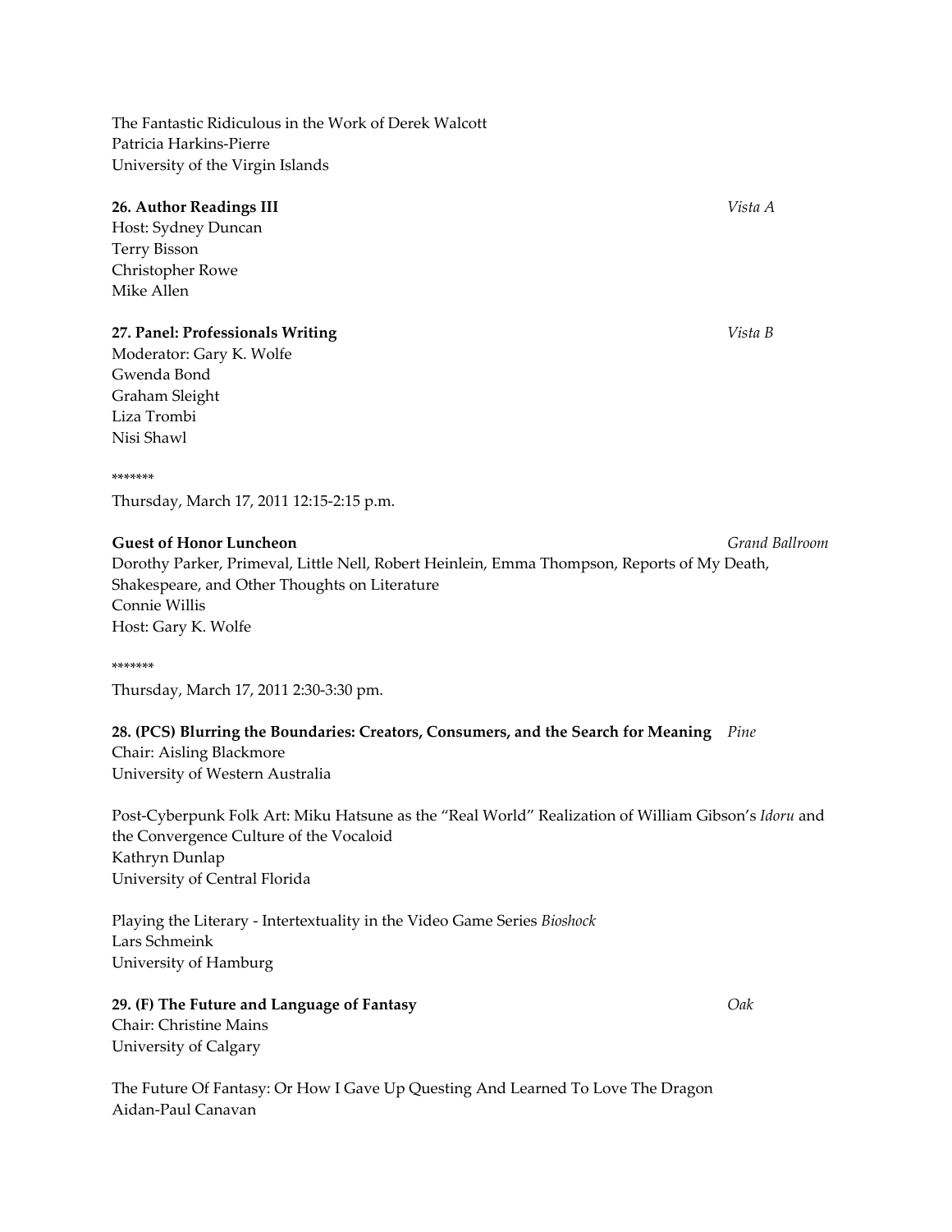The Fantastic Ridiculous in the Work of Derek Walcott
Patricia Harkins-Pierre
University of the Virgin Islands

**26. Author Readings III** *Vista A*
Host: Sydney Duncan
Terry Bisson
Christopher Rowe
Mike Allen

**27. Panel: Professionals Writing** *Vista B*
Moderator: Gary K. Wolfe
Gwenda Bond
Graham Sleight
Liza Trombi
Nisi Shawl

*******

Thursday, March 17, 2011 12:15-2:15 p.m.

**Guest of Honor Luncheon** *Grand Ballroom*
Dorothy Parker, Primeval, Little Nell, Robert Heinlein, Emma Thompson, Reports of My Death, Shakespeare, and Other Thoughts on Literature
Connie Willis
Host: Gary K. Wolfe

*******

Thursday, March 17, 2011 2:30-3:30 pm.

**28. (PCS) Blurring the Boundaries: Creators, Consumers, and the Search for Meaning** *Pine*
Chair: Aisling Blackmore
University of Western Australia

Post-Cyberpunk Folk Art: Miku Hatsune as the "Real World" Realization of William Gibson's *Idoru* and the Convergence Culture of the Vocaloid
Kathryn Dunlap
University of Central Florida

Playing the Literary - Intertextuality in the Video Game Series *Bioshock*
Lars Schmeink
University of Hamburg

**29. (F) The Future and Language of Fantasy** *Oak*
Chair: Christine Mains
University of Calgary

The Future Of Fantasy: Or How I Gave Up Questing And Learned To Love The Dragon
Aidan-Paul Canavan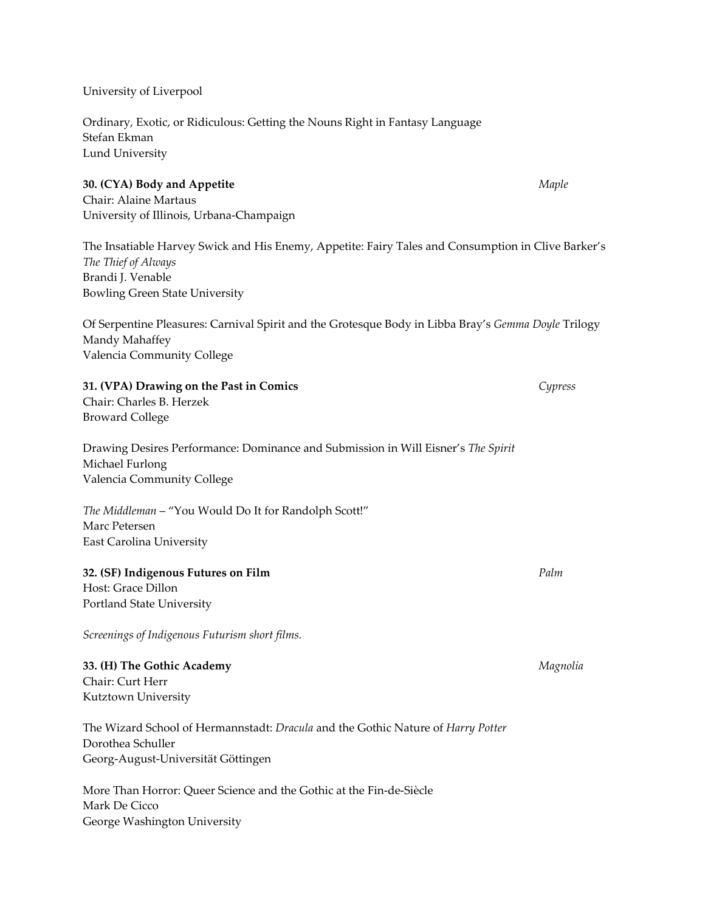University of Liverpool

Ordinary, Exotic, or Ridiculous: Getting the Nouns Right in Fantasy Language
Stefan Ekman
Lund University

**30. (CYA) Body and Appetite** *Maple*
Chair: Alaine Martaus
University of Illinois, Urbana-Champaign

The Insatiable Harvey Swick and His Enemy, Appetite: Fairy Tales and Consumption in Clive Barker's *The Thief of Always*
Brandi J. Venable
Bowling Green State University

Of Serpentine Pleasures: Carnival Spirit and the Grotesque Body in Libba Bray's *Gemma Doyle* Trilogy
Mandy Mahaffey
Valencia Community College

**31. (VPA) Drawing on the Past in Comics** *Cypress*
Chair: Charles B. Herzek
Broward College

Drawing Desires Performance: Dominance and Submission in Will Eisner's *The Spirit*
Michael Furlong
Valencia Community College

*The Middleman* – "You Would Do It for Randolph Scott!"
Marc Petersen
East Carolina University

**32. (SF) Indigenous Futures on Film** *Palm*
Host: Grace Dillon
Portland State University

*Screenings of Indigenous Futurism short films.*

**33. (H) The Gothic Academy** *Magnolia*
Chair: Curt Herr
Kutztown University

The Wizard School of Hermannstadt: *Dracula* and the Gothic Nature of *Harry Potter*
Dorothea Schuller
Georg-August-Universität Göttingen

More Than Horror: Queer Science and the Gothic at the Fin-de-Siècle
Mark De Cicco
George Washington University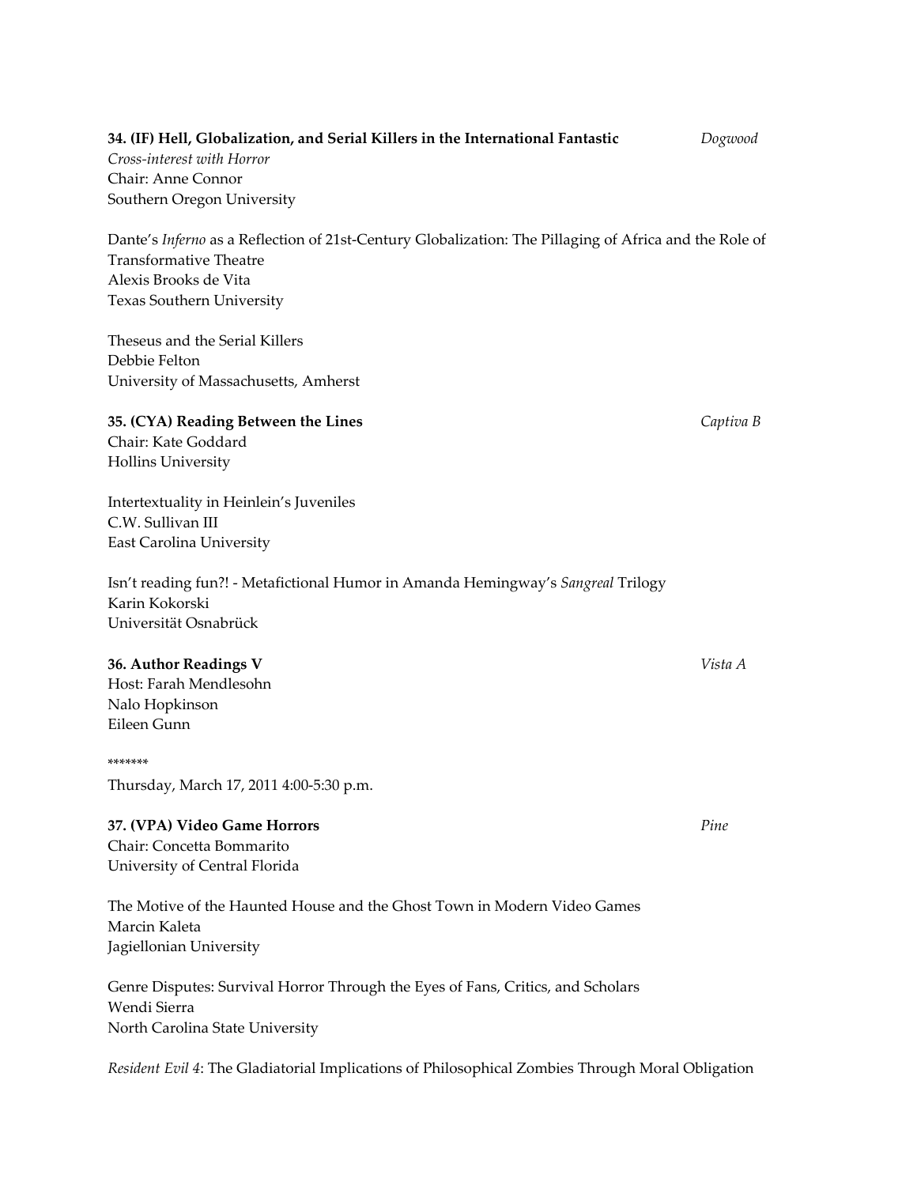**34. (IF) Hell, Globalization, and Serial Killers in the International Fantastic** *Dogwood*
*Cross-interest with Horror*
Chair: Anne Connor
Southern Oregon University

Dante's *Inferno* as a Reflection of 21st-Century Globalization: The Pillaging of Africa and the Role of Transformative Theatre
Alexis Brooks de Vita
Texas Southern University

Theseus and the Serial Killers
Debbie Felton
University of Massachusetts, Amherst

**35. (CYA) Reading Between the Lines** *Captiva B*
Chair: Kate Goddard
Hollins University

Intertextuality in Heinlein's Juveniles
C.W. Sullivan III
East Carolina University

Isn't reading fun?! - Metafictional Humor in Amanda Hemingway's *Sangreal* Trilogy
Karin Kokorski
Universität Osnabrück

**36. Author Readings V** *Vista A*
Host: Farah Mendlesohn
Nalo Hopkinson
Eileen Gunn

*******

Thursday, March 17, 2011 4:00-5:30 p.m.

**37. (VPA) Video Game Horrors** *Pine*
Chair: Concetta Bommarito
University of Central Florida

The Motive of the Haunted House and the Ghost Town in Modern Video Games
Marcin Kaleta
Jagiellonian University

Genre Disputes: Survival Horror Through the Eyes of Fans, Critics, and Scholars
Wendi Sierra
North Carolina State University

*Resident Evil 4*: The Gladiatorial Implications of Philosophical Zombies Through Moral Obligation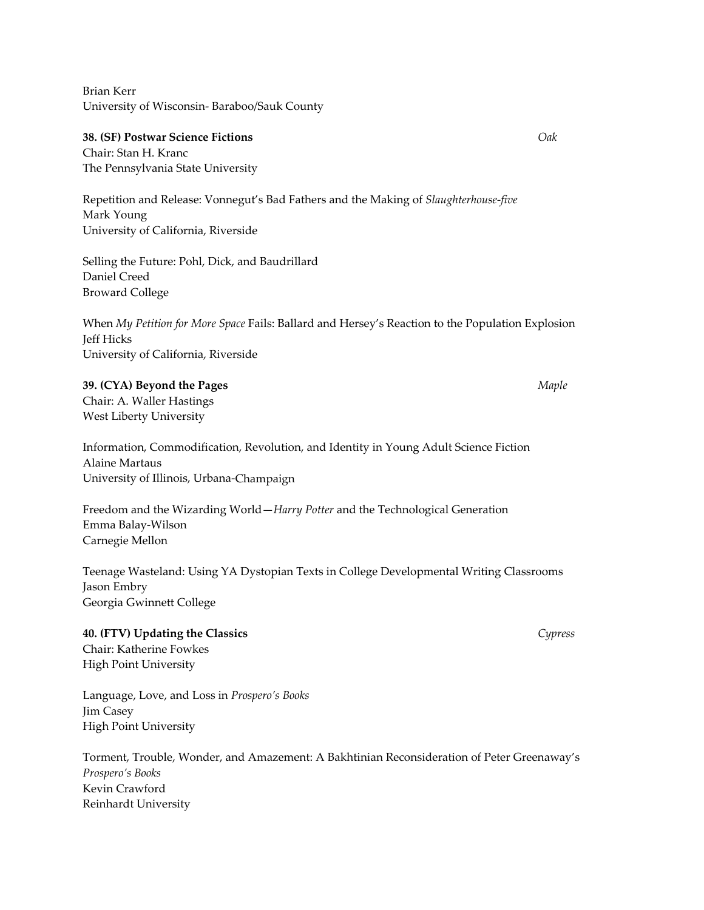Brian Kerr
University of Wisconsin- Baraboo/Sauk County

**38. (SF) Postwar Science Fictions** *Oak*
Chair: Stan H. Kranc
The Pennsylvania State University

Repetition and Release: Vonnegut's Bad Fathers and the Making of *Slaughterhouse-five*
Mark Young
University of California, Riverside

Selling the Future: Pohl, Dick, and Baudrillard
Daniel Creed
Broward College

When *My Petition for More Space* Fails: Ballard and Hersey's Reaction to the Population Explosion
Jeff Hicks
University of California, Riverside

**39. (CYA) Beyond the Pages** *Maple*
Chair: A. Waller Hastings
West Liberty University

Information, Commodification, Revolution, and Identity in Young Adult Science Fiction
Alaine Martaus
University of Illinois, Urbana-Champaign

Freedom and the Wizarding World—*Harry Potter* and the Technological Generation
Emma Balay-Wilson
Carnegie Mellon

Teenage Wasteland: Using YA Dystopian Texts in College Developmental Writing Classrooms
Jason Embry
Georgia Gwinnett College

**40. (FTV) Updating the Classics** *Cypress*
Chair: Katherine Fowkes
High Point University

Language, Love, and Loss in *Prospero's Books*
Jim Casey
High Point University

Torment, Trouble, Wonder, and Amazement: A Bakhtinian Reconsideration of Peter Greenaway's *Prospero's Books*
Kevin Crawford
Reinhardt University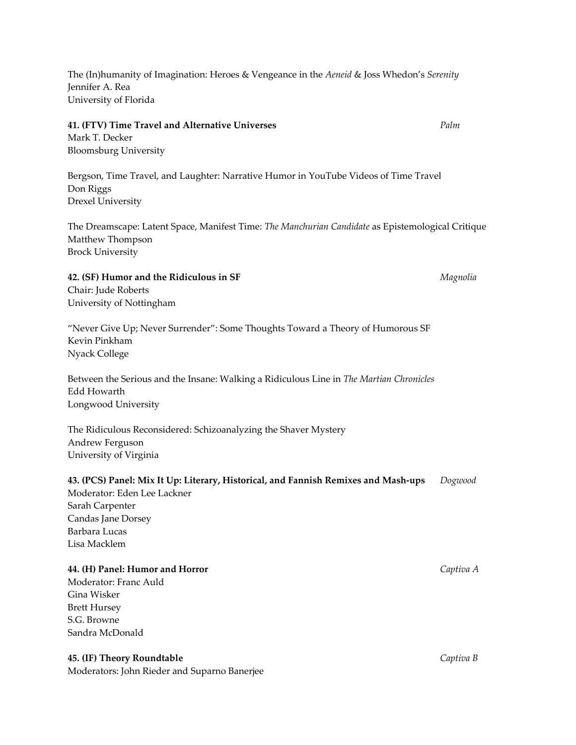The (In)humanity of Imagination: Heroes & Vengeance in the *Aeneid* & Joss Whedon's *Serenity*
Jennifer A. Rea
University of Florida

**41. (FTV) Time Travel and Alternative Universes** *Palm*
Mark T. Decker
Bloomsburg University

Bergson, Time Travel, and Laughter: Narrative Humor in YouTube Videos of Time Travel
Don Riggs
Drexel University

The Dreamscape: Latent Space, Manifest Time: *The Manchurian Candidate* as Epistemological Critique
Matthew Thompson
Brock University

**42. (SF) Humor and the Ridiculous in SF** *Magnolia*
Chair: Jude Roberts
University of Nottingham

"Never Give Up; Never Surrender": Some Thoughts Toward a Theory of Humorous SF
Kevin Pinkham
Nyack College

Between the Serious and the Insane: Walking a Ridiculous Line in *The Martian Chronicles*
Edd Howarth
Longwood University

The Ridiculous Reconsidered: Schizoanalyzing the Shaver Mystery
Andrew Ferguson
University of Virginia

**43. (PCS) Panel: Mix It Up: Literary, Historical, and Fannish Remixes and Mash-ups** *Dogwood*
Moderator: Eden Lee Lackner
Sarah Carpenter
Candas Jane Dorsey
Barbara Lucas
Lisa Macklem

**44. (H) Panel: Humor and Horror** *Captiva A*
Moderator: Franc Auld
Gina Wisker
Brett Hursey
S.G. Browne
Sandra McDonald

**45. (IF) Theory Roundtable** *Captiva B*
Moderators: John Rieder and Suparno Banerjee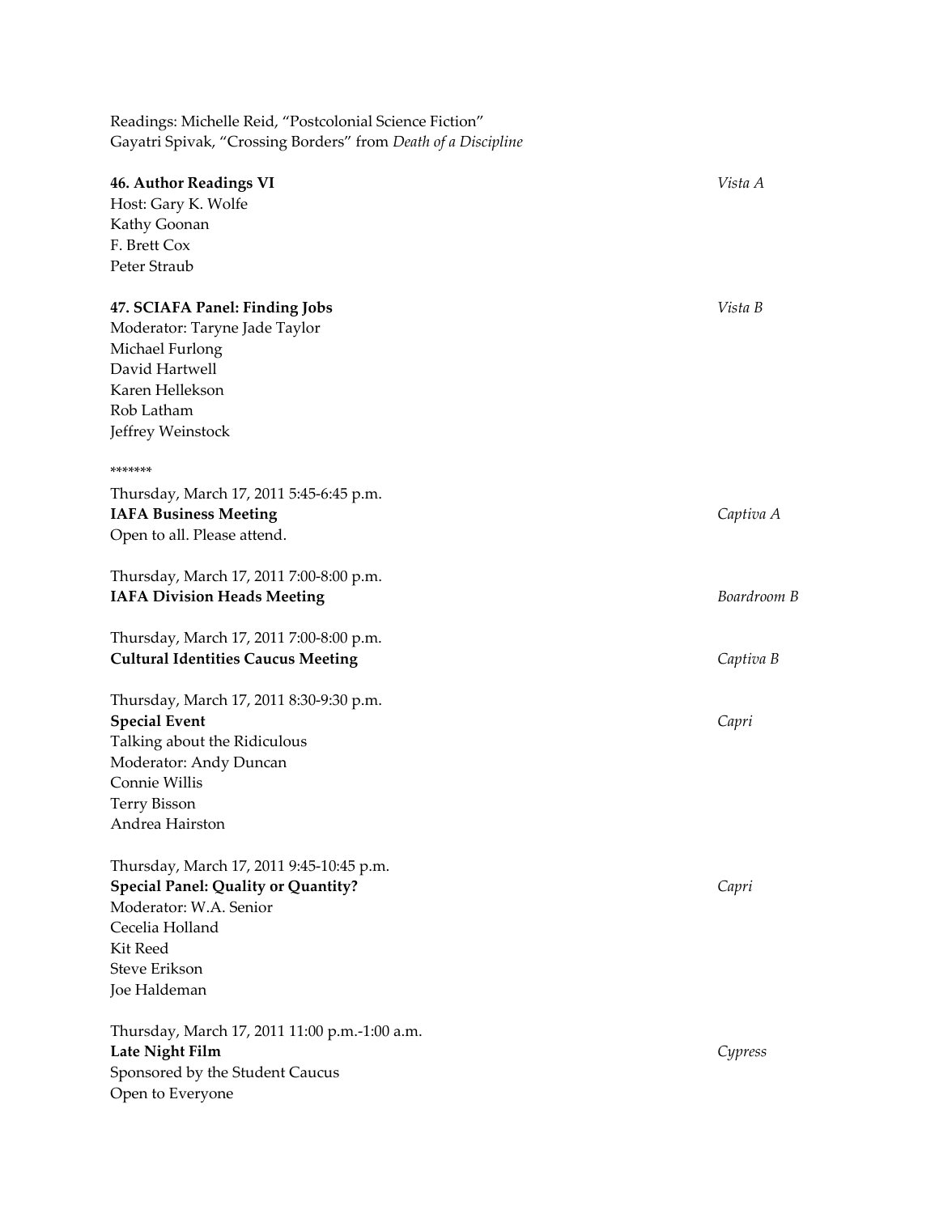Readings: Michelle Reid, "Postcolonial Science Fiction"
Gayatri Spivak, "Crossing Borders" from *Death of a Discipline*

**46. Author Readings VI** *Vista A*
Host: Gary K. Wolfe
Kathy Goonan
F. Brett Cox
Peter Straub

**47. SCIAFA Panel: Finding Jobs** *Vista B*
Moderator: Taryne Jade Taylor
Michael Furlong
David Hartwell
Karen Hellekson
Rob Latham
Jeffrey Weinstock

*******

Thursday, March 17, 2011 5:45-6:45 p.m.
**IAFA Business Meeting** *Captiva A*
Open to all. Please attend.

Thursday, March 17, 2011 7:00-8:00 p.m.
**IAFA Division Heads Meeting** *Boardroom B*

Thursday, March 17, 2011 7:00-8:00 p.m.
**Cultural Identities Caucus Meeting** *Captiva B*

Thursday, March 17, 2011 8:30-9:30 p.m.
**Special Event** *Capri*
Talking about the Ridiculous
Moderator: Andy Duncan
Connie Willis
Terry Bisson
Andrea Hairston

Thursday, March 17, 2011 9:45-10:45 p.m.
**Special Panel: Quality or Quantity?** *Capri*
Moderator: W.A. Senior
Cecelia Holland
Kit Reed
Steve Erikson
Joe Haldeman

Thursday, March 17, 2011 11:00 p.m.-1:00 a.m.
**Late Night Film** *Cypress*
Sponsored by the Student Caucus
Open to Everyone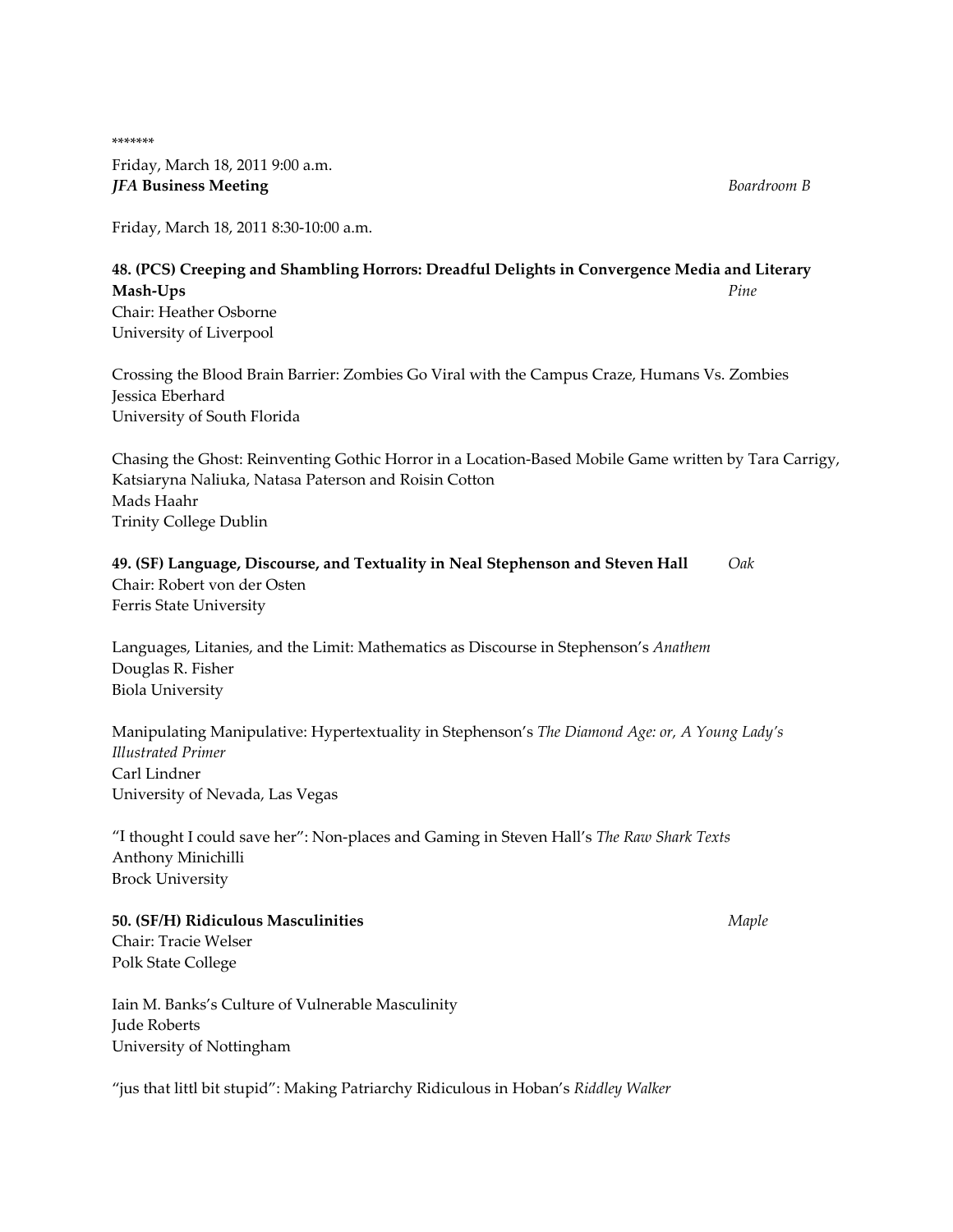*******

Friday, March 18, 2011 9:00 a.m.
***JFA* Business Meeting** *Boardroom B*

Friday, March 18, 2011 8:30-10:00 a.m.

**48. (PCS) Creeping and Shambling Horrors: Dreadful Delights in Convergence Media and Literary Mash-Ups** *Pine*
Chair: Heather Osborne
University of Liverpool

Crossing the Blood Brain Barrier: Zombies Go Viral with the Campus Craze, Humans Vs. Zombies
Jessica Eberhard
University of South Florida

Chasing the Ghost: Reinventing Gothic Horror in a Location-Based Mobile Game written by Tara Carrigy, Katsiaryna Naliuka, Natasa Paterson and Roisin Cotton
Mads Haahr
Trinity College Dublin

**49. (SF) Language, Discourse, and Textuality in Neal Stephenson and Steven Hall** *Oak*
Chair: Robert von der Osten
Ferris State University

Languages, Litanies, and the Limit: Mathematics as Discourse in Stephenson's *Anathem*
Douglas R. Fisher
Biola University

Manipulating Manipulative: Hypertextuality in Stephenson's *The Diamond Age: or, A Young Lady's Illustrated Primer*
Carl Lindner
University of Nevada, Las Vegas

"I thought I could save her": Non-places and Gaming in Steven Hall's *The Raw Shark Texts*
Anthony Minichilli
Brock University

**50. (SF/H) Ridiculous Masculinities** *Maple*
Chair: Tracie Welser
Polk State College

Iain M. Banks's Culture of Vulnerable Masculinity
Jude Roberts
University of Nottingham

"jus that littl bit stupid": Making Patriarchy Ridiculous in Hoban's *Riddley Walker*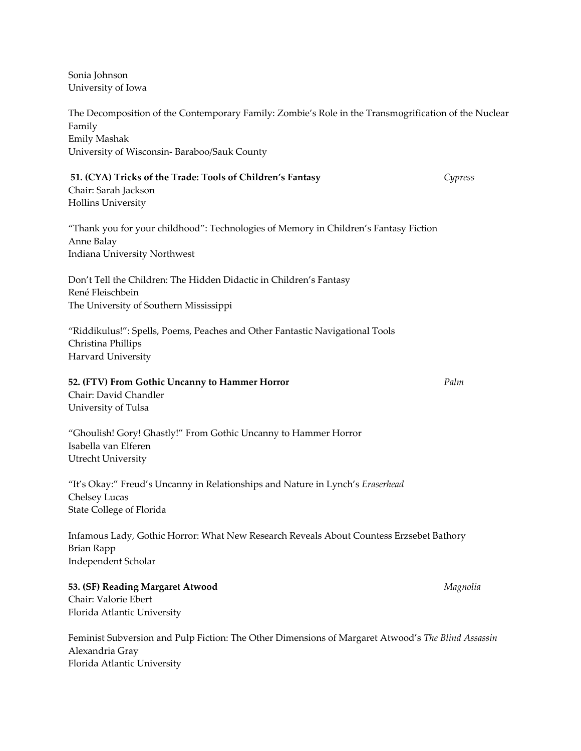Sonia Johnson
University of Iowa

The Decomposition of the Contemporary Family: Zombie's Role in the Transmogrification of the Nuclear Family
Emily Mashak
University of Wisconsin- Baraboo/Sauk County

**51. (CYA) Tricks of the Trade: Tools of Children's Fantasy** *Cypress*
Chair: Sarah Jackson
Hollins University

"Thank you for your childhood": Technologies of Memory in Children's Fantasy Fiction
Anne Balay
Indiana University Northwest

Don't Tell the Children: The Hidden Didactic in Children's Fantasy
René Fleischbein
The University of Southern Mississippi

"Riddikulus!": Spells, Poems, Peaches and Other Fantastic Navigational Tools
Christina Phillips
Harvard University

**52. (FTV) From Gothic Uncanny to Hammer Horror** *Palm*
Chair: David Chandler
University of Tulsa

"Ghoulish! Gory! Ghastly!" From Gothic Uncanny to Hammer Horror
Isabella van Elferen
Utrecht University

"It's Okay:" Freud's Uncanny in Relationships and Nature in Lynch's *Eraserhead*
Chelsey Lucas
State College of Florida

Infamous Lady, Gothic Horror: What New Research Reveals About Countess Erzsebet Bathory
Brian Rapp
Independent Scholar

**53. (SF) Reading Margaret Atwood** *Magnolia*
Chair: Valorie Ebert
Florida Atlantic University

Feminist Subversion and Pulp Fiction: The Other Dimensions of Margaret Atwood's *The Blind Assassin*
Alexandria Gray
Florida Atlantic University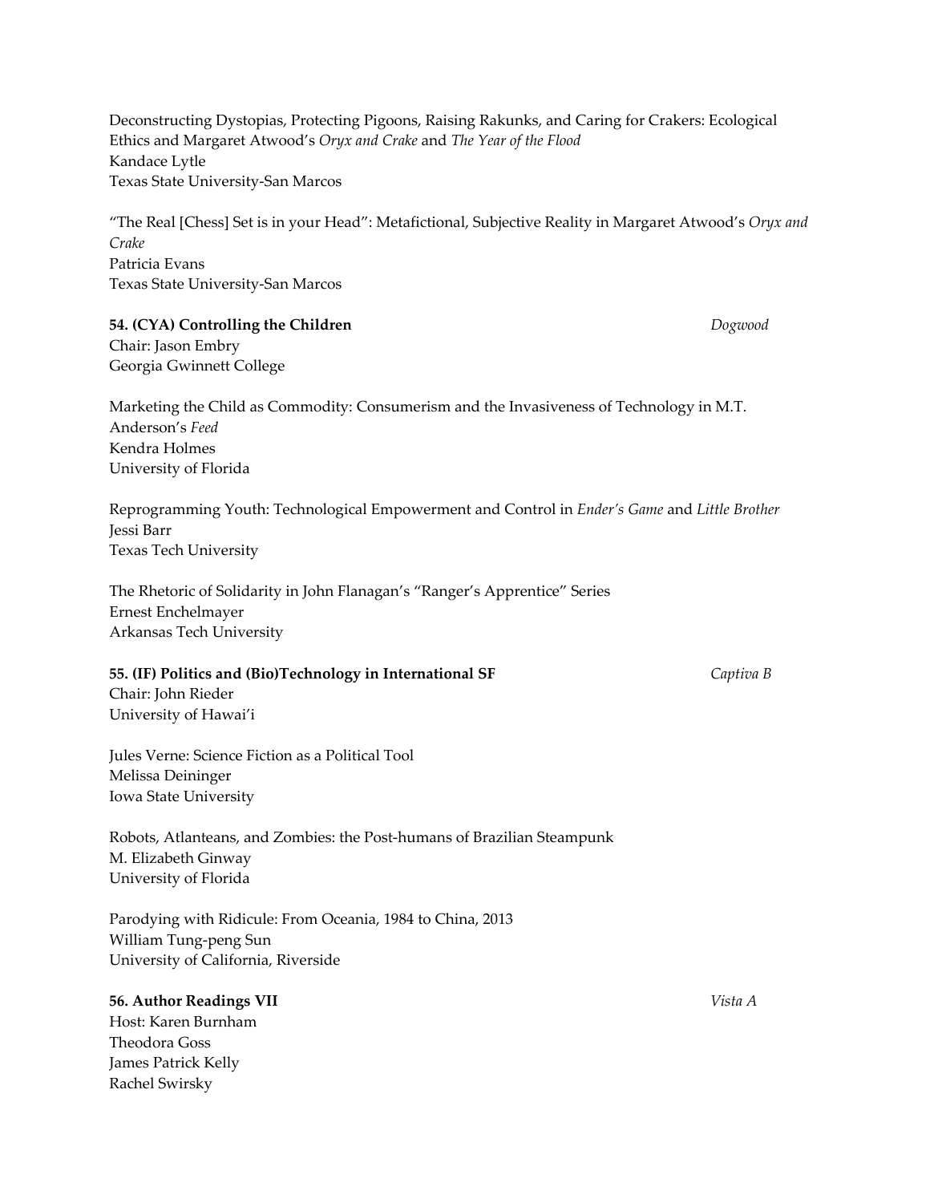Deconstructing Dystopias, Protecting Pigoons, Raising Rakunks, and Caring for Crakers: Ecological Ethics and Margaret Atwood's *Oryx and Crake* and *The Year of the Flood*
Kandace Lytle
Texas State University-San Marcos

"The Real [Chess] Set is in your Head": Metafictional, Subjective Reality in Margaret Atwood's *Oryx and Crake*
Patricia Evans
Texas State University-San Marcos

**54. (CYA) Controlling the Children** *Dogwood*
Chair: Jason Embry
Georgia Gwinnett College

Marketing the Child as Commodity: Consumerism and the Invasiveness of Technology in M.T. Anderson's *Feed*
Kendra Holmes
University of Florida

Reprogramming Youth: Technological Empowerment and Control in *Ender's Game* and *Little Brother*
Jessi Barr
Texas Tech University

The Rhetoric of Solidarity in John Flanagan's "Ranger's Apprentice" Series
Ernest Enchelmayer
Arkansas Tech University

**55. (IF) Politics and (Bio)Technology in International SF** *Captiva B*
Chair: John Rieder
University of Hawai'i

Jules Verne: Science Fiction as a Political Tool
Melissa Deininger
Iowa State University

Robots, Atlanteans, and Zombies: the Post-humans of Brazilian Steampunk
M. Elizabeth Ginway
University of Florida

Parodying with Ridicule: From Oceania, 1984 to China, 2013
William Tung-peng Sun
University of California, Riverside

**56. Author Readings VII** *Vista A*
Host: Karen Burnham
Theodora Goss
James Patrick Kelly
Rachel Swirsky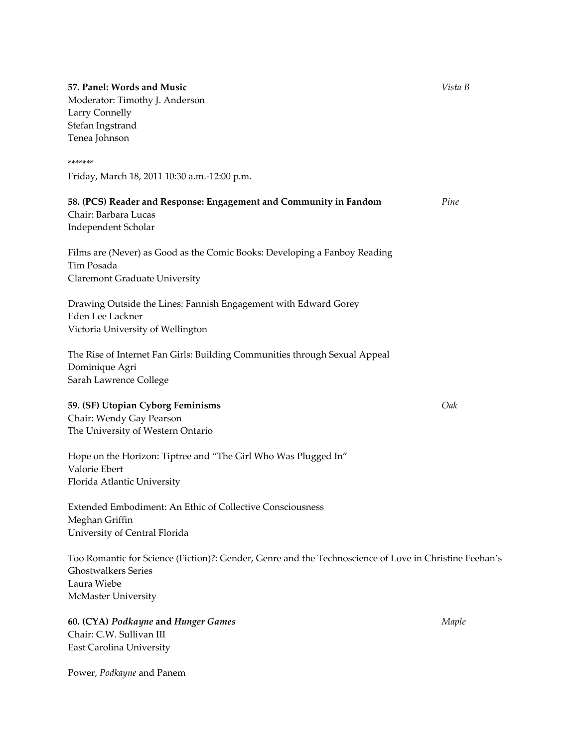**57. Panel: Words and Music** *Vista B*

Moderator: Timothy J. Anderson
Larry Connelly
Stefan Ingstrand
Tenea Johnson

*******

Friday, March 18, 2011 10:30 a.m.-12:00 p.m.

**58. (PCS) Reader and Response: Engagement and Community in Fandom** *Pine*

Chair: Barbara Lucas
Independent Scholar

Films are (Never) as Good as the Comic Books: Developing a Fanboy Reading
Tim Posada
Claremont Graduate University

Drawing Outside the Lines: Fannish Engagement with Edward Gorey
Eden Lee Lackner
Victoria University of Wellington

The Rise of Internet Fan Girls: Building Communities through Sexual Appeal
Dominique Agri
Sarah Lawrence College

**59. (SF) Utopian Cyborg Feminisms** *Oak*

Chair: Wendy Gay Pearson
The University of Western Ontario

Hope on the Horizon: Tiptree and "The Girl Who Was Plugged In"
Valorie Ebert
Florida Atlantic University

Extended Embodiment: An Ethic of Collective Consciousness
Meghan Griffin
University of Central Florida

Too Romantic for Science (Fiction)?: Gender, Genre and the Technoscience of Love in Christine Feehan's Ghostwalkers Series
Laura Wiebe
McMaster University

**60. (CYA) *Podkayne* and *Hunger Games*** *Maple*

Chair: C.W. Sullivan III
East Carolina University

Power, *Podkayne* and Panem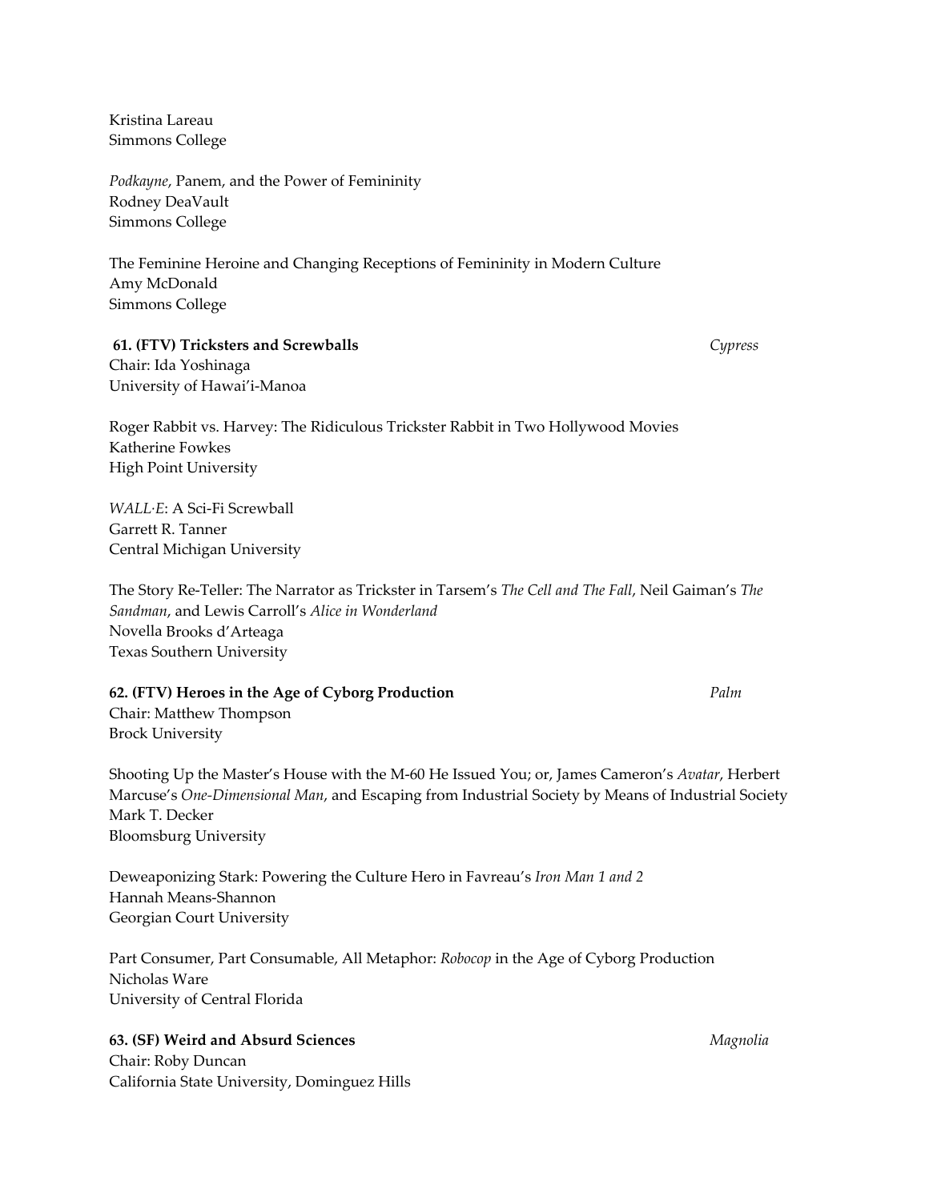Kristina Lareau
Simmons College

*Podkayne*, Panem, and the Power of Femininity
Rodney DeaVault
Simmons College

The Feminine Heroine and Changing Receptions of Femininity in Modern Culture
Amy McDonald
Simmons College

**61. (FTV) Tricksters and Screwballs** *Cypress*
Chair: Ida Yoshinaga
University of Hawai'i-Manoa

Roger Rabbit vs. Harvey: The Ridiculous Trickster Rabbit in Two Hollywood Movies
Katherine Fowkes
High Point University

*WALL·E*: A Sci-Fi Screwball
Garrett R. Tanner
Central Michigan University

The Story Re-Teller: The Narrator as Trickster in Tarsem's *The Cell and The Fall*, Neil Gaiman's *The Sandman*, and Lewis Carroll's *Alice in Wonderland*
Novella Brooks d'Arteaga
Texas Southern University

**62. (FTV) Heroes in the Age of Cyborg Production** *Palm*
Chair: Matthew Thompson
Brock University

Shooting Up the Master's House with the M-60 He Issued You; or, James Cameron's *Avatar*, Herbert Marcuse's *One-Dimensional Man*, and Escaping from Industrial Society by Means of Industrial Society
Mark T. Decker
Bloomsburg University

Deweaponizing Stark: Powering the Culture Hero in Favreau's *Iron Man 1 and 2*
Hannah Means-Shannon
Georgian Court University

Part Consumer, Part Consumable, All Metaphor: *Robocop* in the Age of Cyborg Production
Nicholas Ware
University of Central Florida

**63. (SF) Weird and Absurd Sciences** *Magnolia*
Chair: Roby Duncan
California State University, Dominguez Hills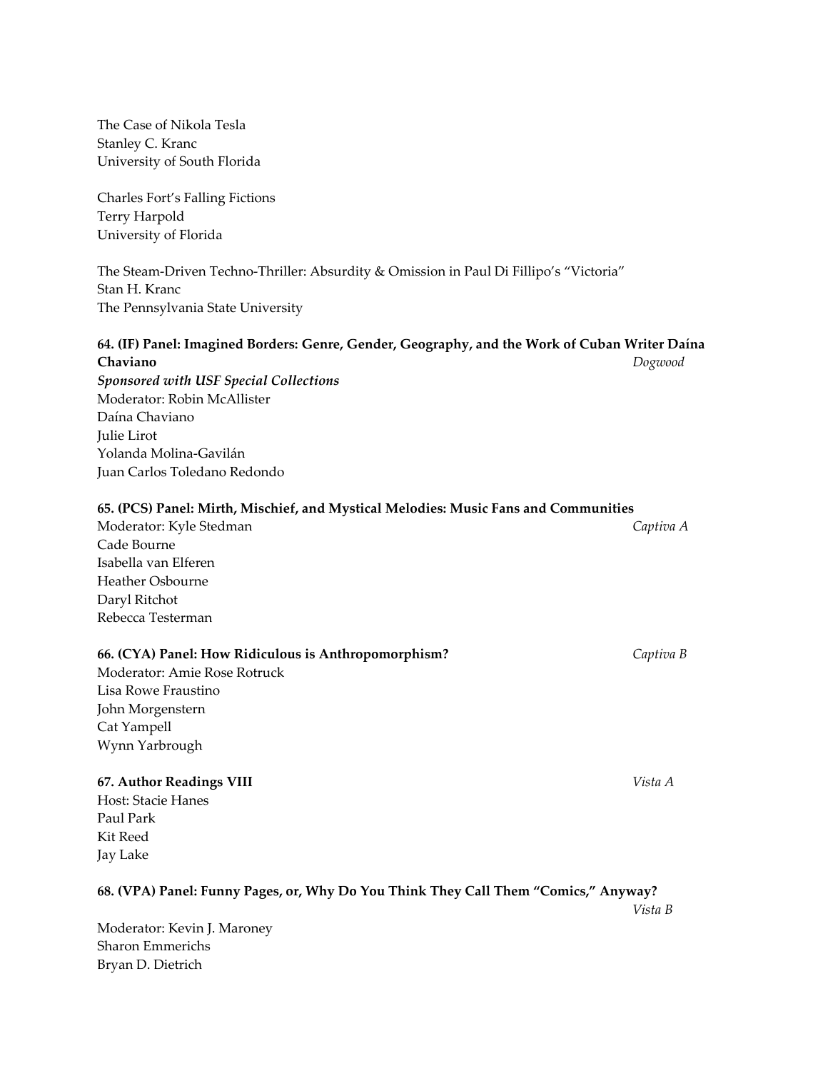The Case of Nikola Tesla
Stanley C. Kranc
University of South Florida

Charles Fort's Falling Fictions
Terry Harpold
University of Florida

The Steam-Driven Techno-Thriller: Absurdity & Omission in Paul Di Fillipo's "Victoria"
Stan H. Kranc
The Pennsylvania State University

**64. (IF) Panel: Imagined Borders: Genre, Gender, Geography, and the Work of Cuban Writer Daína Chaviano** *Dogwood*
***Sponsored with USF Special Collections***
Moderator: Robin McAllister
Daína Chaviano
Julie Lirot
Yolanda Molina-Gavilán
Juan Carlos Toledano Redondo

**65. (PCS) Panel: Mirth, Mischief, and Mystical Melodies: Music Fans and Communities** *Captiva A*
Moderator: Kyle Stedman
Cade Bourne
Isabella van Elferen
Heather Osbourne
Daryl Ritchot
Rebecca Testerman

**66. (CYA) Panel: How Ridiculous is Anthropomorphism?** *Captiva B*
Moderator: Amie Rose Rotruck
Lisa Rowe Fraustino
John Morgenstern
Cat Yampell
Wynn Yarbrough

**67. Author Readings VIII** *Vista A*
Host: Stacie Hanes
Paul Park
Kit Reed
Jay Lake

**68. (VPA) Panel: Funny Pages, or, Why Do You Think They Call Them "Comics," Anyway?** *Vista B*
Moderator: Kevin J. Maroney
Sharon Emmerichs
Bryan D. Dietrich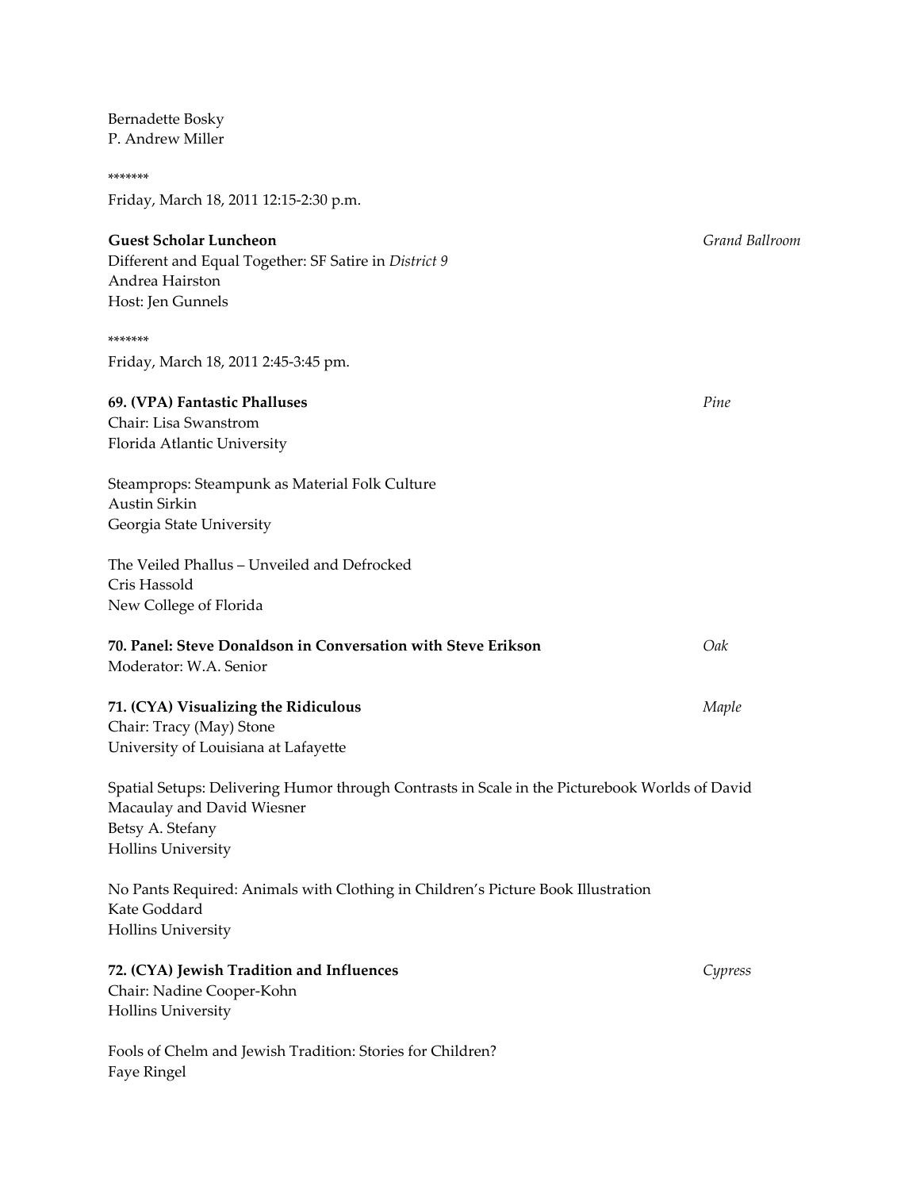Bernadette Bosky
P. Andrew Miller

*******

Friday, March 18, 2011 12:15-2:30 p.m.

**Guest Scholar Luncheon** *Grand Ballroom*
Different and Equal Together: SF Satire in *District 9*
Andrea Hairston
Host: Jen Gunnels

*******

Friday, March 18, 2011 2:45-3:45 pm.

**69. (VPA) Fantastic Phalluses** *Pine*
Chair: Lisa Swanstrom
Florida Atlantic University

Steamprops: Steampunk as Material Folk Culture
Austin Sirkin
Georgia State University

The Veiled Phallus – Unveiled and Defrocked
Cris Hassold
New College of Florida

**70. Panel: Steve Donaldson in Conversation with Steve Erikson** *Oak*
Moderator: W.A. Senior

**71. (CYA) Visualizing the Ridiculous** *Maple*
Chair: Tracy (May) Stone
University of Louisiana at Lafayette

Spatial Setups: Delivering Humor through Contrasts in Scale in the Picturebook Worlds of David Macaulay and David Wiesner
Betsy A. Stefany
Hollins University

No Pants Required: Animals with Clothing in Children's Picture Book Illustration
Kate Goddard
Hollins University

**72. (CYA) Jewish Tradition and Influences** *Cypress*
Chair: Nadine Cooper-Kohn
Hollins University

Fools of Chelm and Jewish Tradition: Stories for Children?
Faye Ringel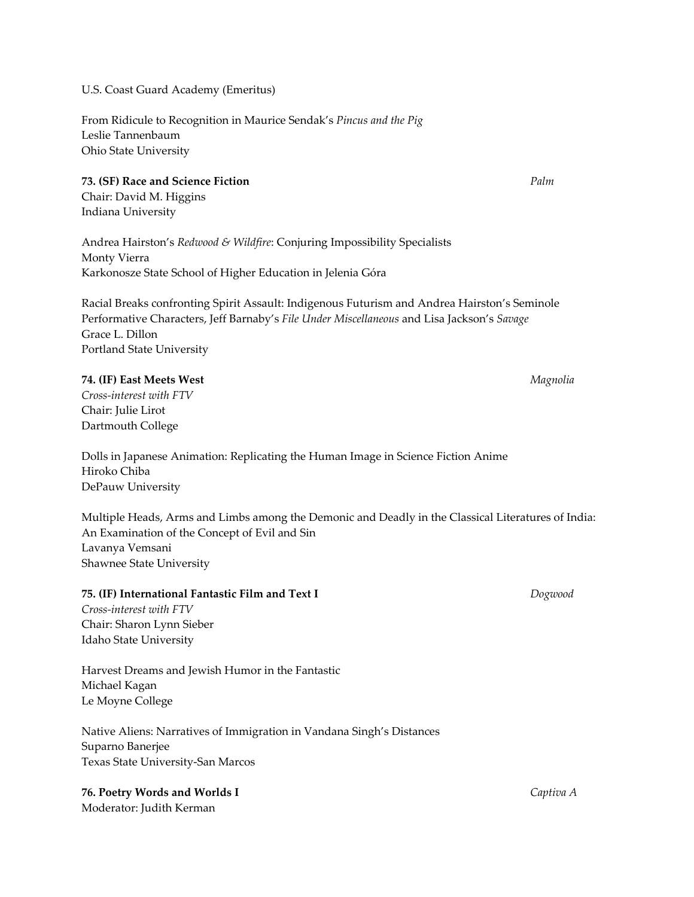U.S. Coast Guard Academy (Emeritus)

From Ridicule to Recognition in Maurice Sendak's *Pincus and the Pig*
Leslie Tannenbaum
Ohio State University

**73. (SF) Race and Science Fiction** *Palm*
Chair: David M. Higgins
Indiana University

Andrea Hairston's *Redwood & Wildfire*: Conjuring Impossibility Specialists
Monty Vierra
Karkonosze State School of Higher Education in Jelenia Góra

Racial Breaks confronting Spirit Assault: Indigenous Futurism and Andrea Hairston's Seminole Performative Characters, Jeff Barnaby's *File Under Miscellaneous* and Lisa Jackson's *Savage*
Grace L. Dillon
Portland State University

**74. (IF) East Meets West** *Magnolia*
*Cross-interest with FTV*
Chair: Julie Lirot
Dartmouth College

Dolls in Japanese Animation: Replicating the Human Image in Science Fiction Anime
Hiroko Chiba
DePauw University

Multiple Heads, Arms and Limbs among the Demonic and Deadly in the Classical Literatures of India: An Examination of the Concept of Evil and Sin
Lavanya Vemsani
Shawnee State University

**75. (IF) International Fantastic Film and Text I** *Dogwood*
*Cross-interest with FTV*
Chair: Sharon Lynn Sieber
Idaho State University

Harvest Dreams and Jewish Humor in the Fantastic
Michael Kagan
Le Moyne College

Native Aliens: Narratives of Immigration in Vandana Singh's Distances
Suparno Banerjee
Texas State University-San Marcos

**76. Poetry Words and Worlds I** *Captiva A*
Moderator: Judith Kerman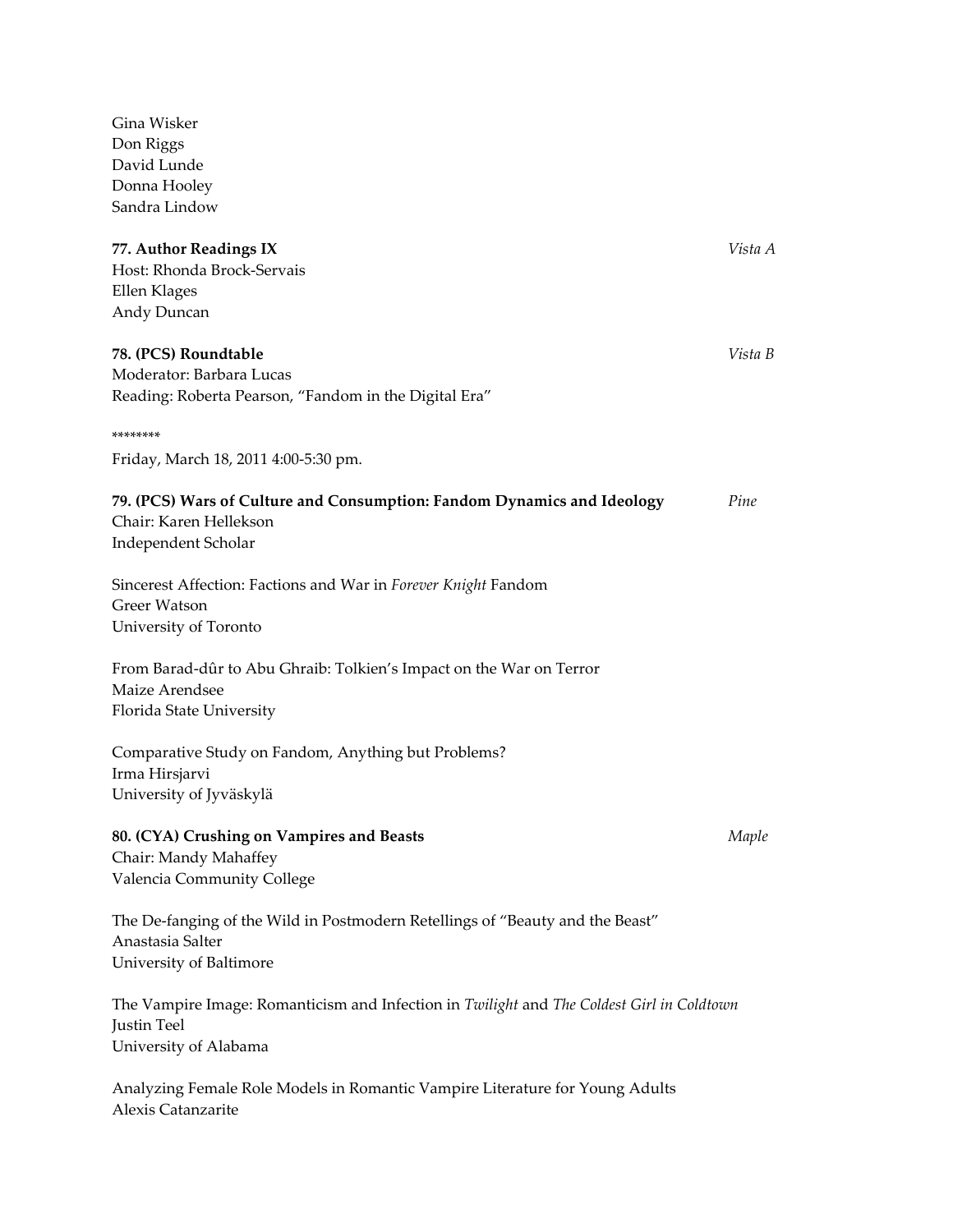Gina Wisker
Don Riggs
David Lunde
Donna Hooley
Sandra Lindow

**77. Author Readings IX** *Vista A*
Host: Rhonda Brock-Servais
Ellen Klages
Andy Duncan

**78. (PCS) Roundtable** *Vista B*
Moderator: Barbara Lucas
Reading: Roberta Pearson, "Fandom in the Digital Era"

********

Friday, March 18, 2011 4:00-5:30 pm.

**79. (PCS) Wars of Culture and Consumption: Fandom Dynamics and Ideology** *Pine*
Chair: Karen Hellekson
Independent Scholar

Sincerest Affection: Factions and War in *Forever Knight* Fandom
Greer Watson
University of Toronto

From Barad-dûr to Abu Ghraib: Tolkien's Impact on the War on Terror
Maize Arendsee
Florida State University

Comparative Study on Fandom, Anything but Problems?
Irma Hirsjarvi
University of Jyväskylä

**80. (CYA) Crushing on Vampires and Beasts** *Maple*
Chair: Mandy Mahaffey
Valencia Community College

The De-fanging of the Wild in Postmodern Retellings of "Beauty and the Beast"
Anastasia Salter
University of Baltimore

The Vampire Image: Romanticism and Infection in *Twilight* and *The Coldest Girl in Coldtown*
Justin Teel
University of Alabama

Analyzing Female Role Models in Romantic Vampire Literature for Young Adults
Alexis Catanzarite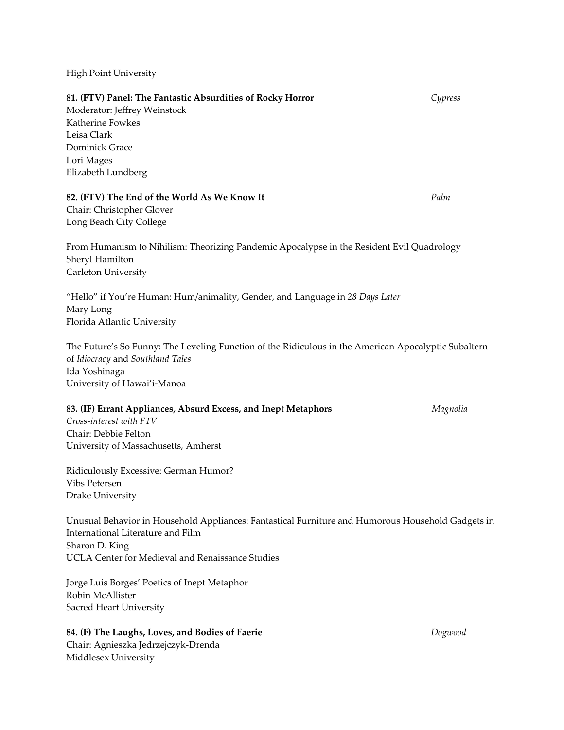High Point University

**81. (FTV) Panel: The Fantastic Absurdities of Rocky Horror** *Cypress*
Moderator: Jeffrey Weinstock
Katherine Fowkes
Leisa Clark
Dominick Grace
Lori Mages
Elizabeth Lundberg

**82. (FTV) The End of the World As We Know It** *Palm*
Chair: Christopher Glover
Long Beach City College

From Humanism to Nihilism: Theorizing Pandemic Apocalypse in the Resident Evil Quadrology
Sheryl Hamilton
Carleton University

"Hello" if You're Human: Hum/animality, Gender, and Language in *28 Days Later*
Mary Long
Florida Atlantic University

The Future's So Funny: The Leveling Function of the Ridiculous in the American Apocalyptic Subaltern of *Idiocracy* and *Southland Tales*
Ida Yoshinaga
University of Hawai'i-Manoa

**83. (IF) Errant Appliances, Absurd Excess, and Inept Metaphors** *Magnolia*
*Cross-interest with FTV*
Chair: Debbie Felton
University of Massachusetts, Amherst

Ridiculously Excessive: German Humor?
Vibs Petersen
Drake University

Unusual Behavior in Household Appliances: Fantastical Furniture and Humorous Household Gadgets in International Literature and Film
Sharon D. King
UCLA Center for Medieval and Renaissance Studies

Jorge Luis Borges' Poetics of Inept Metaphor
Robin McAllister
Sacred Heart University

**84. (F) The Laughs, Loves, and Bodies of Faerie** *Dogwood*
Chair: Agnieszka Jedrzejczyk-Drenda
Middlesex University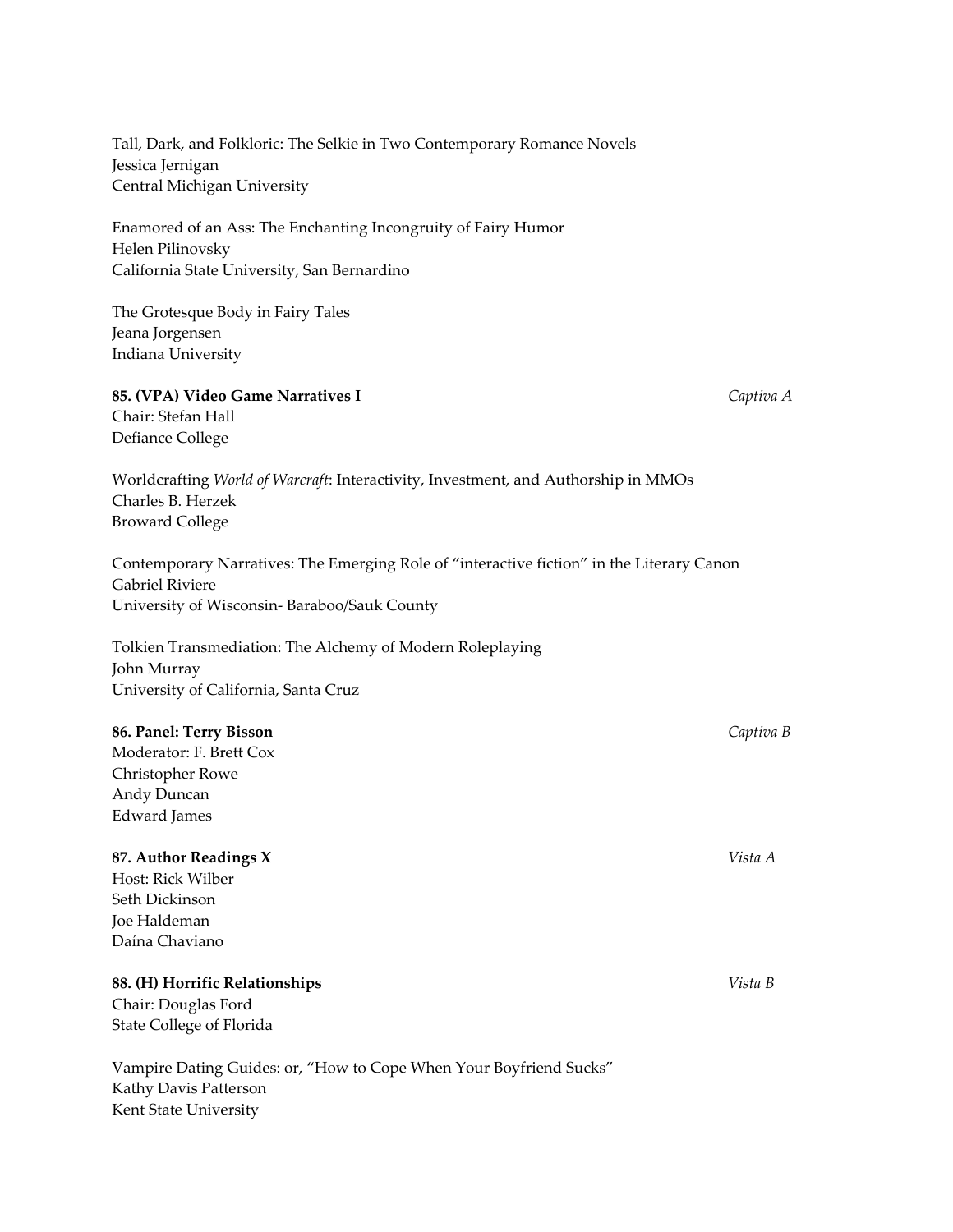Tall, Dark, and Folkloric: The Selkie in Two Contemporary Romance Novels
Jessica Jernigan
Central Michigan University

Enamored of an Ass: The Enchanting Incongruity of Fairy Humor
Helen Pilinovsky
California State University, San Bernardino

The Grotesque Body in Fairy Tales
Jeana Jorgensen
Indiana University

**85. (VPA) Video Game Narratives I** *Captiva A*
Chair: Stefan Hall
Defiance College

Worldcrafting *World of Warcraft*: Interactivity, Investment, and Authorship in MMOs
Charles B. Herzek
Broward College

Contemporary Narratives: The Emerging Role of "interactive fiction" in the Literary Canon
Gabriel Riviere
University of Wisconsin- Baraboo/Sauk County

Tolkien Transmediation: The Alchemy of Modern Roleplaying
John Murray
University of California, Santa Cruz

**86. Panel: Terry Bisson** *Captiva B*
Moderator: F. Brett Cox
Christopher Rowe
Andy Duncan
Edward James

**87. Author Readings X** *Vista A*
Host: Rick Wilber
Seth Dickinson
Joe Haldeman
Daína Chaviano

**88. (H) Horrific Relationships** *Vista B*
Chair: Douglas Ford
State College of Florida

Vampire Dating Guides: or, "How to Cope When Your Boyfriend Sucks"
Kathy Davis Patterson
Kent State University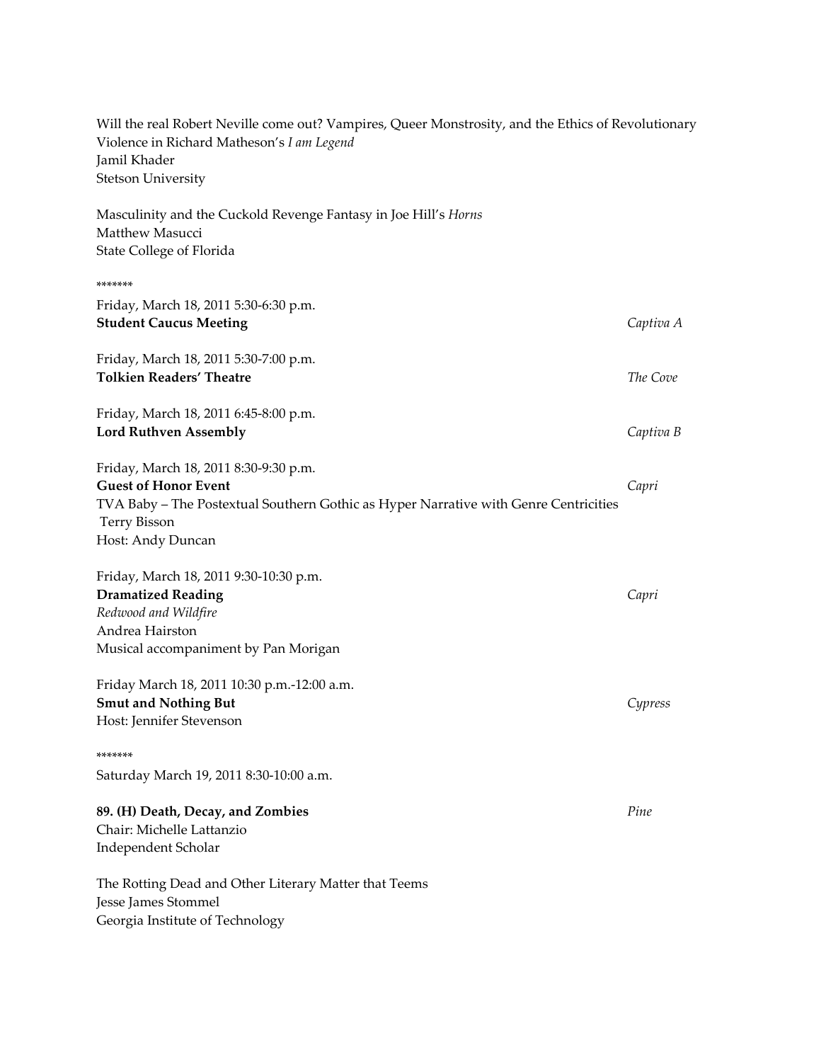Will the real Robert Neville come out? Vampires, Queer Monstrosity, and the Ethics of Revolutionary Violence in Richard Matheson's *I am Legend*
Jamil Khader
Stetson University

Masculinity and the Cuckold Revenge Fantasy in Joe Hill's *Horns*
Matthew Masucci
State College of Florida

*******

Friday, March 18, 2011 5:30-6:30 p.m.
**Student Caucus Meeting** *Captiva A*

Friday, March 18, 2011 5:30-7:00 p.m.
**Tolkien Readers' Theatre** *The Cove*

Friday, March 18, 2011 6:45-8:00 p.m.
**Lord Ruthven Assembly** *Captiva B*

Friday, March 18, 2011 8:30-9:30 p.m.
**Guest of Honor Event** *Capri*
TVA Baby – The Postextual Southern Gothic as Hyper Narrative with Genre Centricities
Terry Bisson
Host: Andy Duncan

Friday, March 18, 2011 9:30-10:30 p.m.
**Dramatized Reading** *Capri*
*Redwood and Wildfire*
Andrea Hairston
Musical accompaniment by Pan Morigan

Friday March 18, 2011 10:30 p.m.-12:00 a.m.
**Smut and Nothing But** *Cypress*
Host: Jennifer Stevenson

*******

Saturday March 19, 2011 8:30-10:00 a.m.

**89. (H) Death, Decay, and Zombies** *Pine*
Chair: Michelle Lattanzio
Independent Scholar

The Rotting Dead and Other Literary Matter that Teems
Jesse James Stommel
Georgia Institute of Technology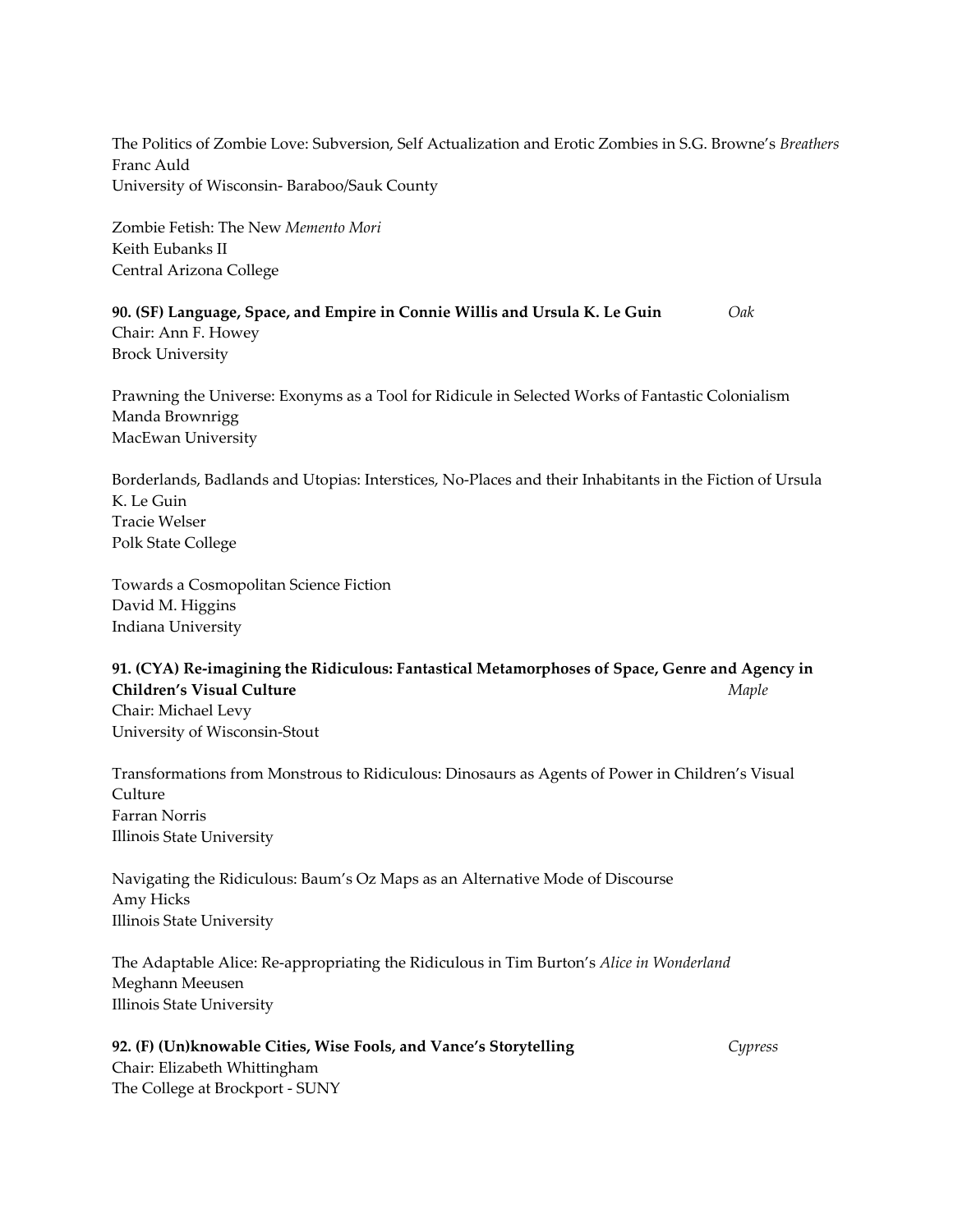The Politics of Zombie Love: Subversion, Self Actualization and Erotic Zombies in S.G. Browne's *Breathers*
Franc Auld
University of Wisconsin- Baraboo/Sauk County

Zombie Fetish: The New *Memento Mori*
Keith Eubanks II
Central Arizona College

**90. (SF) Language, Space, and Empire in Connie Willis and Ursula K. Le Guin** *Oak*
Chair: Ann F. Howey
Brock University

Prawning the Universe: Exonyms as a Tool for Ridicule in Selected Works of Fantastic Colonialism
Manda Brownrigg
MacEwan University

Borderlands, Badlands and Utopias: Interstices, No-Places and their Inhabitants in the Fiction of Ursula K. Le Guin
Tracie Welser
Polk State College

Towards a Cosmopolitan Science Fiction
David M. Higgins
Indiana University

**91. (CYA) Re-imagining the Ridiculous: Fantastical Metamorphoses of Space, Genre and Agency in Children's Visual Culture** *Maple*
Chair: Michael Levy
University of Wisconsin-Stout

Transformations from Monstrous to Ridiculous: Dinosaurs as Agents of Power in Children's Visual Culture
Farran Norris
Illinois State University

Navigating the Ridiculous: Baum's Oz Maps as an Alternative Mode of Discourse
Amy Hicks
Illinois State University

The Adaptable Alice: Re-appropriating the Ridiculous in Tim Burton's *Alice in Wonderland*
Meghann Meeusen
Illinois State University

**92. (F) (Un)knowable Cities, Wise Fools, and Vance's Storytelling** *Cypress*
Chair: Elizabeth Whittingham
The College at Brockport - SUNY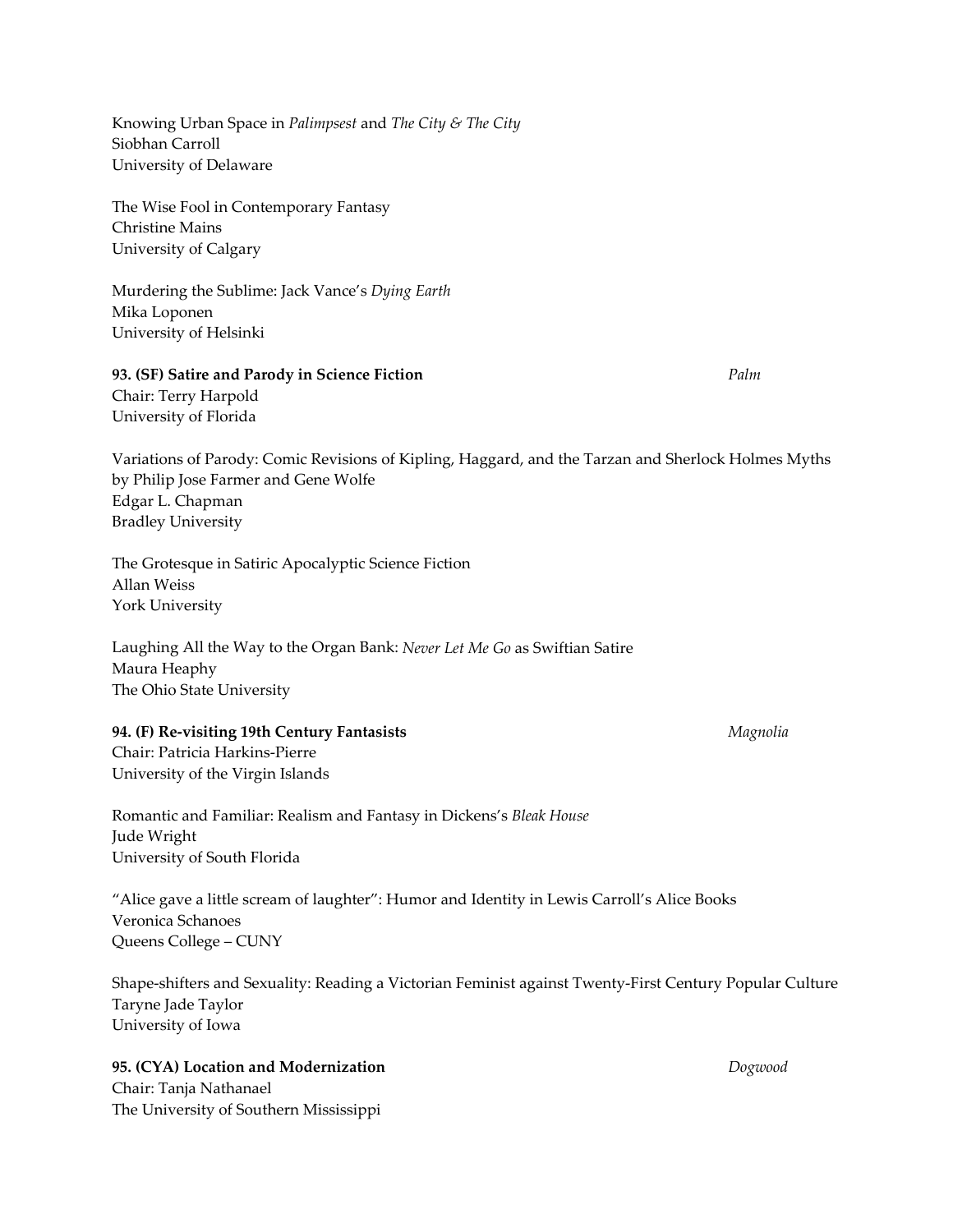Knowing Urban Space in *Palimpsest* and *The City & The City*
Siobhan Carroll
University of Delaware

The Wise Fool in Contemporary Fantasy
Christine Mains
University of Calgary

Murdering the Sublime: Jack Vance's *Dying Earth*
Mika Loponen
University of Helsinki

**93. (SF) Satire and Parody in Science Fiction** *Palm*
Chair: Terry Harpold
University of Florida

Variations of Parody: Comic Revisions of Kipling, Haggard, and the Tarzan and Sherlock Holmes Myths by Philip Jose Farmer and Gene Wolfe
Edgar L. Chapman
Bradley University

The Grotesque in Satiric Apocalyptic Science Fiction
Allan Weiss
York University

Laughing All the Way to the Organ Bank: *Never Let Me Go* as Swiftian Satire
Maura Heaphy
The Ohio State University

**94. (F) Re-visiting 19th Century Fantasists** *Magnolia*
Chair: Patricia Harkins-Pierre
University of the Virgin Islands

Romantic and Familiar: Realism and Fantasy in Dickens's *Bleak House*
Jude Wright
University of South Florida

"Alice gave a little scream of laughter": Humor and Identity in Lewis Carroll's Alice Books
Veronica Schanoes
Queens College – CUNY

Shape-shifters and Sexuality: Reading a Victorian Feminist against Twenty-First Century Popular Culture
Taryne Jade Taylor
University of Iowa

**95. (CYA) Location and Modernization** *Dogwood*
Chair: Tanja Nathanael
The University of Southern Mississippi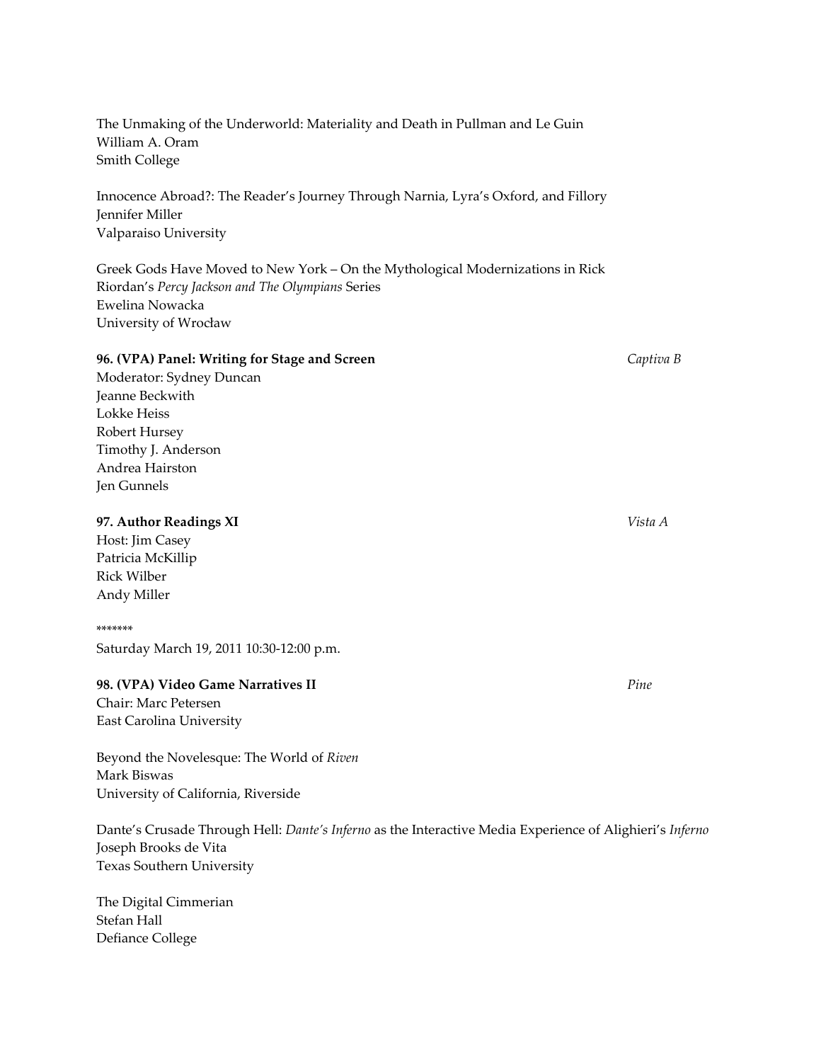The Unmaking of the Underworld: Materiality and Death in Pullman and Le Guin
William A. Oram
Smith College

Innocence Abroad?: The Reader's Journey Through Narnia, Lyra's Oxford, and Fillory
Jennifer Miller
Valparaiso University

Greek Gods Have Moved to New York – On the Mythological Modernizations in Rick Riordan's *Percy Jackson and The Olympians* Series
Ewelina Nowacka
University of Wrocław

**96. (VPA) Panel: Writing for Stage and Screen** *Captiva B*
Moderator: Sydney Duncan
Jeanne Beckwith
Lokke Heiss
Robert Hursey
Timothy J. Anderson
Andrea Hairston
Jen Gunnels

**97. Author Readings XI** *Vista A*
Host: Jim Casey
Patricia McKillip
Rick Wilber
Andy Miller

*******

Saturday March 19, 2011 10:30-12:00 p.m.

**98. (VPA) Video Game Narratives II** *Pine*
Chair: Marc Petersen
East Carolina University

Beyond the Novelesque: The World of *Riven*
Mark Biswas
University of California, Riverside

Dante's Crusade Through Hell: *Dante's Inferno* as the Interactive Media Experience of Alighieri's *Inferno*
Joseph Brooks de Vita
Texas Southern University

The Digital Cimmerian
Stefan Hall
Defiance College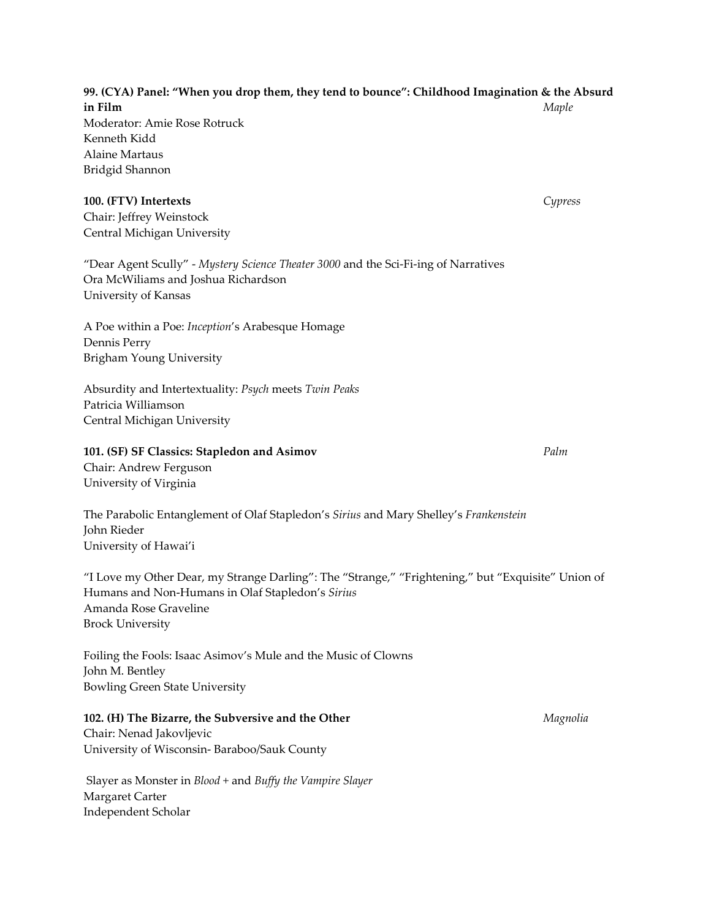**99. (CYA) Panel: "When you drop them, they tend to bounce": Childhood Imagination & the Absurd in Film** *Maple*

Moderator: Amie Rose Rotruck
Kenneth Kidd
Alaine Martaus
Bridgid Shannon

**100. (FTV) Intertexts** *Cypress*

Chair: Jeffrey Weinstock
Central Michigan University

"Dear Agent Scully" - *Mystery Science Theater 3000* and the Sci-Fi-ing of Narratives
Ora McWiliams and Joshua Richardson
University of Kansas

A Poe within a Poe: *Inception*'s Arabesque Homage
Dennis Perry
Brigham Young University

Absurdity and Intertextuality: *Psych* meets *Twin Peaks*
Patricia Williamson
Central Michigan University

**101. (SF) SF Classics: Stapledon and Asimov** *Palm*

Chair: Andrew Ferguson
University of Virginia

The Parabolic Entanglement of Olaf Stapledon's *Sirius* and Mary Shelley's *Frankenstein*
John Rieder
University of Hawai'i

"I Love my Other Dear, my Strange Darling": The "Strange," "Frightening," but "Exquisite" Union of Humans and Non-Humans in Olaf Stapledon's *Sirius*
Amanda Rose Graveline
Brock University

Foiling the Fools: Isaac Asimov's Mule and the Music of Clowns
John M. Bentley
Bowling Green State University

**102. (H) The Bizarre, the Subversive and the Other** *Magnolia*

Chair: Nenad Jakovljevic
University of Wisconsin- Baraboo/Sauk County

Slayer as Monster in *Blood +* and *Buffy the Vampire Slayer*
Margaret Carter
Independent Scholar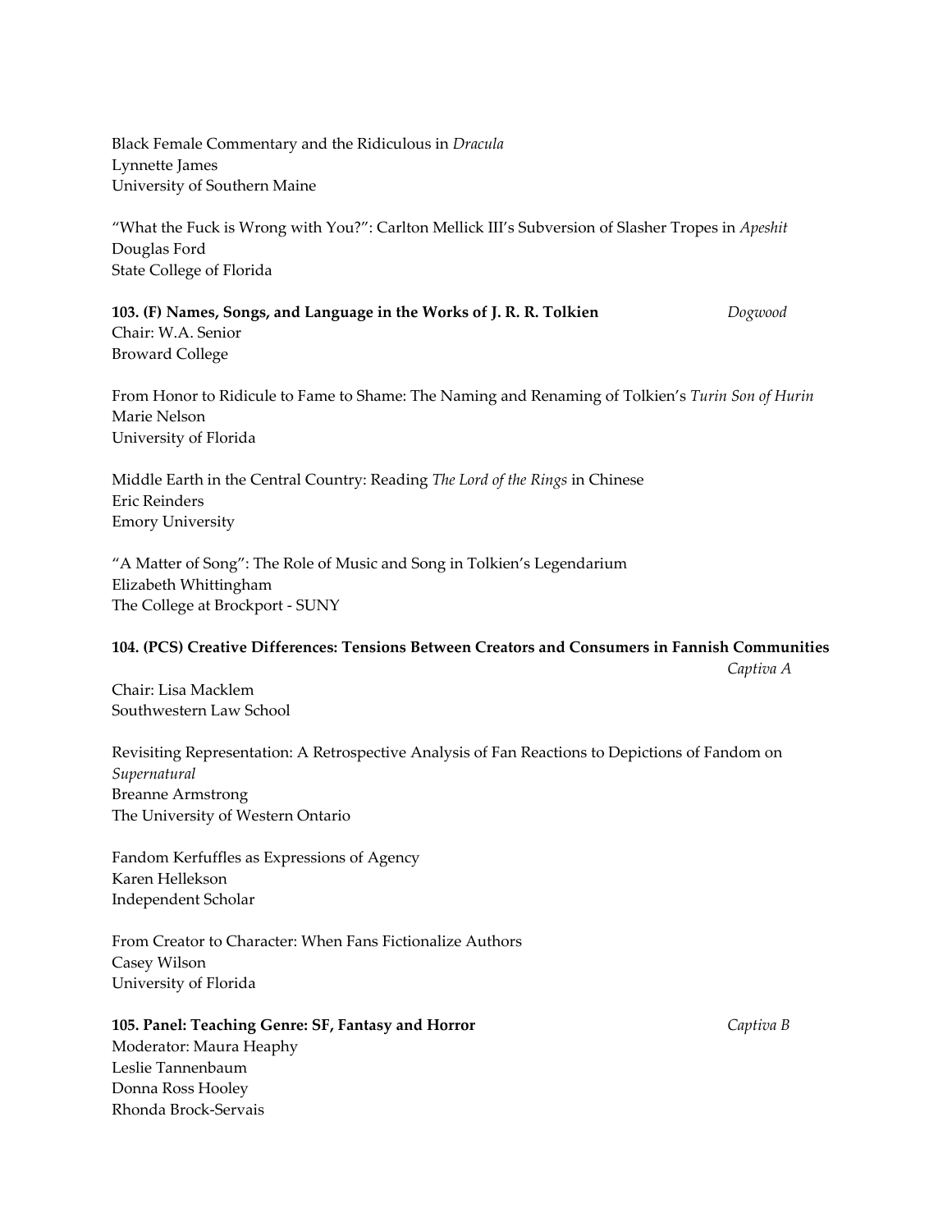Black Female Commentary and the Ridiculous in *Dracula*
Lynnette James
University of Southern Maine

"What the Fuck is Wrong with You?": Carlton Mellick III's Subversion of Slasher Tropes in *Apeshit*
Douglas Ford
State College of Florida

**103. (F) Names, Songs, and Language in the Works of J. R. R. Tolkien** *Dogwood*
Chair: W.A. Senior
Broward College

From Honor to Ridicule to Fame to Shame: The Naming and Renaming of Tolkien's *Turin Son of Hurin*
Marie Nelson
University of Florida

Middle Earth in the Central Country: Reading *The Lord of the Rings* in Chinese
Eric Reinders
Emory University

"A Matter of Song": The Role of Music and Song in Tolkien's Legendarium
Elizabeth Whittingham
The College at Brockport - SUNY

**104. (PCS) Creative Differences: Tensions Between Creators and Consumers in Fannish Communities** *Captiva A*

Chair: Lisa Macklem
Southwestern Law School

Revisiting Representation: A Retrospective Analysis of Fan Reactions to Depictions of Fandom on *Supernatural*
Breanne Armstrong
The University of Western Ontario

Fandom Kerfuffles as Expressions of Agency
Karen Hellekson
Independent Scholar

From Creator to Character: When Fans Fictionalize Authors
Casey Wilson
University of Florida

**105. Panel: Teaching Genre: SF, Fantasy and Horror** *Captiva B*
Moderator: Maura Heaphy
Leslie Tannenbaum
Donna Ross Hooley
Rhonda Brock-Servais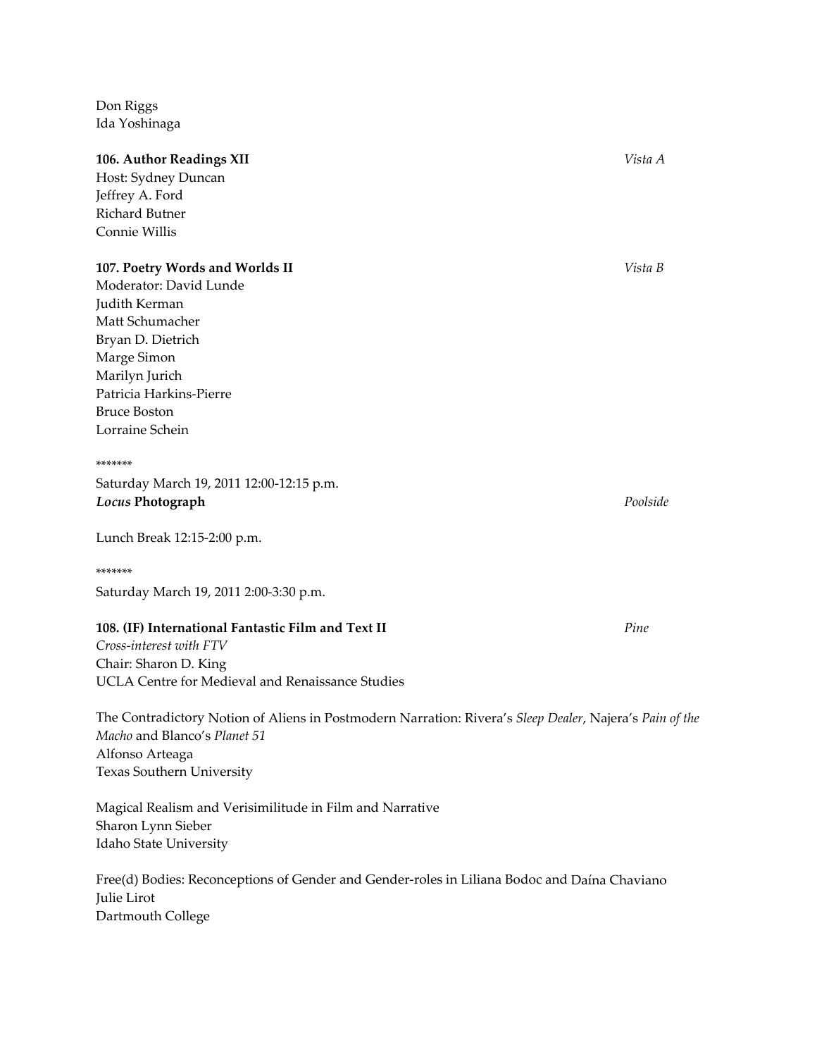Don Riggs
Ida Yoshinaga

**106. Author Readings XII** *Vista A*
Host: Sydney Duncan
Jeffrey A. Ford
Richard Butner
Connie Willis

**107. Poetry Words and Worlds II** *Vista B*
Moderator: David Lunde
Judith Kerman
Matt Schumacher
Bryan D. Dietrich
Marge Simon
Marilyn Jurich
Patricia Harkins-Pierre
Bruce Boston
Lorraine Schein

*******

Saturday March 19, 2011 12:00-12:15 p.m.
***Locus* Photograph** *Poolside*

Lunch Break 12:15-2:00 p.m.

*******

Saturday March 19, 2011 2:00-3:30 p.m.

**108. (IF) International Fantastic Film and Text II** *Pine*
*Cross-interest with FTV*
Chair: Sharon D. King
UCLA Centre for Medieval and Renaissance Studies

The Contradictory Notion of Aliens in Postmodern Narration: Rivera's *Sleep Dealer*, Najera's *Pain of the Macho* and Blanco's *Planet 51*
Alfonso Arteaga
Texas Southern University

Magical Realism and Verisimilitude in Film and Narrative
Sharon Lynn Sieber
Idaho State University

Free(d) Bodies: Reconceptions of Gender and Gender-roles in Liliana Bodoc and Daína Chaviano
Julie Lirot
Dartmouth College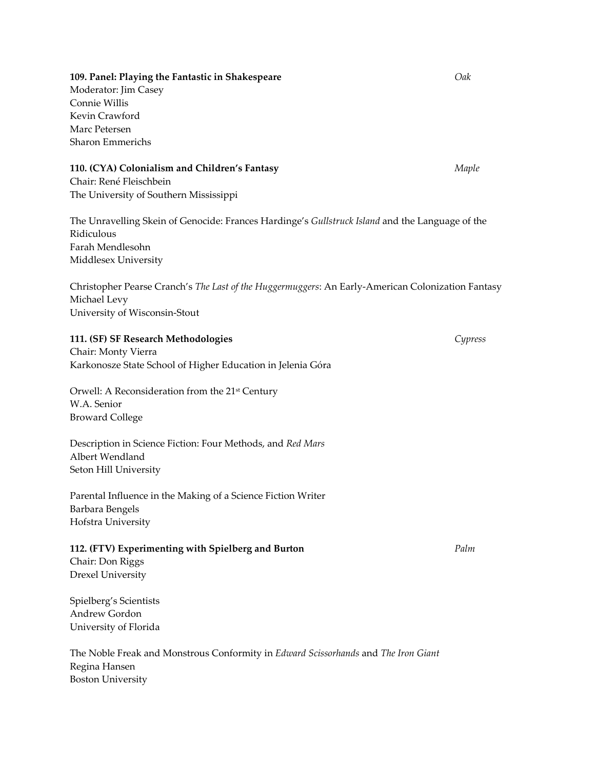**109. Panel: Playing the Fantastic in Shakespeare** *Oak*

Moderator: Jim Casey
Connie Willis
Kevin Crawford
Marc Petersen
Sharon Emmerichs

**110. (CYA) Colonialism and Children's Fantasy** *Maple*

Chair: René Fleischbein
The University of Southern Mississippi

The Unravelling Skein of Genocide: Frances Hardinge's *Gullstruck Island* and the Language of the Ridiculous
Farah Mendlesohn
Middlesex University

Christopher Pearse Cranch's *The Last of the Huggermuggers*: An Early-American Colonization Fantasy
Michael Levy
University of Wisconsin-Stout

**111. (SF) SF Research Methodologies** *Cypress*

Chair: Monty Vierra
Karkonosze State School of Higher Education in Jelenia Góra

Orwell: A Reconsideration from the 21st Century
W.A. Senior
Broward College

Description in Science Fiction: Four Methods, and *Red Mars*
Albert Wendland
Seton Hill University

Parental Influence in the Making of a Science Fiction Writer
Barbara Bengels
Hofstra University

**112. (FTV) Experimenting with Spielberg and Burton** *Palm*

Chair: Don Riggs
Drexel University

Spielberg's Scientists
Andrew Gordon
University of Florida

The Noble Freak and Monstrous Conformity in *Edward Scissorhands* and *The Iron Giant*
Regina Hansen
Boston University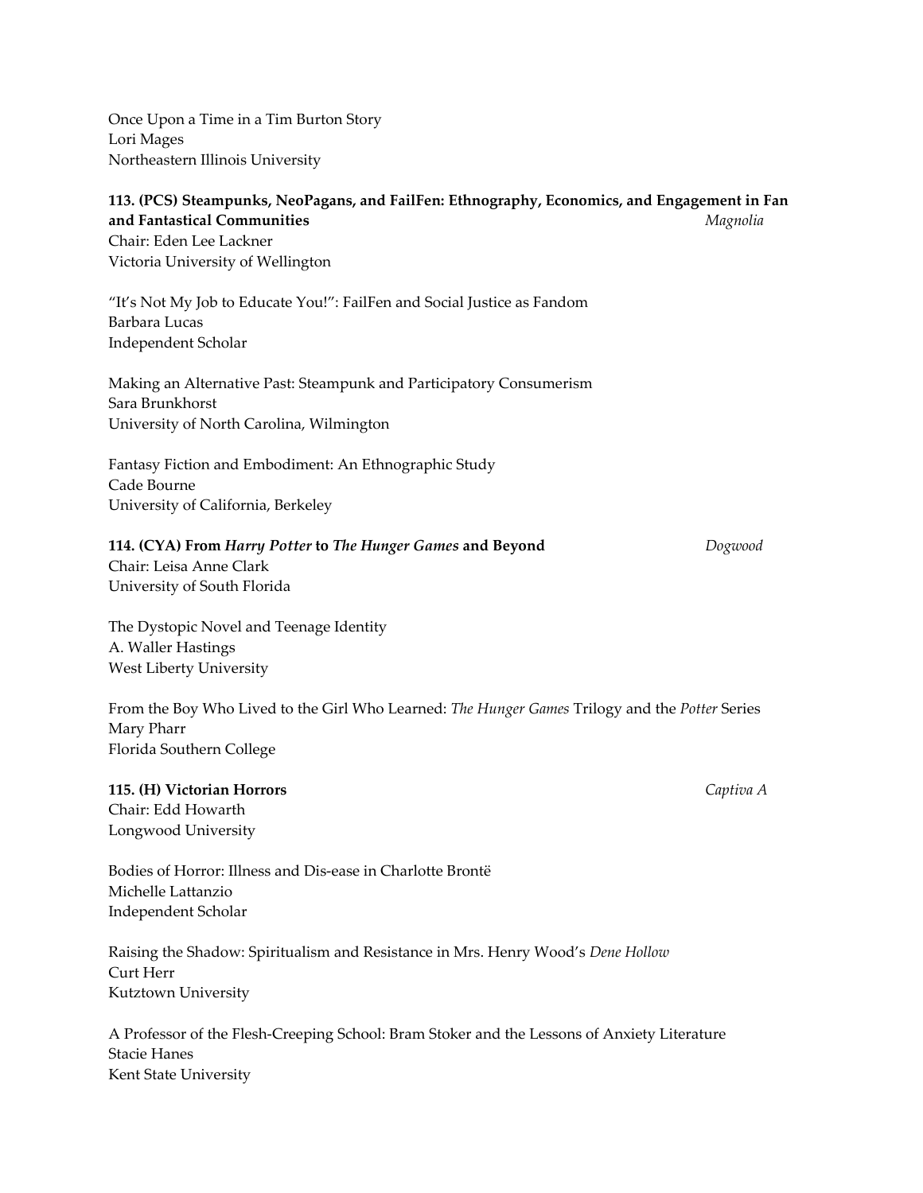Once Upon a Time in a Tim Burton Story
Lori Mages
Northeastern Illinois University

**113. (PCS) Steampunks, NeoPagans, and FailFen: Ethnography, Economics, and Engagement in Fan and Fantastical Communities** *Magnolia*
Chair: Eden Lee Lackner
Victoria University of Wellington

"It's Not My Job to Educate You!": FailFen and Social Justice as Fandom
Barbara Lucas
Independent Scholar

Making an Alternative Past: Steampunk and Participatory Consumerism
Sara Brunkhorst
University of North Carolina, Wilmington

Fantasy Fiction and Embodiment: An Ethnographic Study
Cade Bourne
University of California, Berkeley

**114. (CYA) From *Harry Potter* to *The Hunger Games* and Beyond** *Dogwood*
Chair: Leisa Anne Clark
University of South Florida

The Dystopic Novel and Teenage Identity
A. Waller Hastings
West Liberty University

From the Boy Who Lived to the Girl Who Learned: *The Hunger Games* Trilogy and the *Potter* Series
Mary Pharr
Florida Southern College

**115. (H) Victorian Horrors** *Captiva A*
Chair: Edd Howarth
Longwood University

Bodies of Horror: Illness and Dis-ease in Charlotte Brontë
Michelle Lattanzio
Independent Scholar

Raising the Shadow: Spiritualism and Resistance in Mrs. Henry Wood's *Dene Hollow*
Curt Herr
Kutztown University

A Professor of the Flesh-Creeping School: Bram Stoker and the Lessons of Anxiety Literature
Stacie Hanes
Kent State University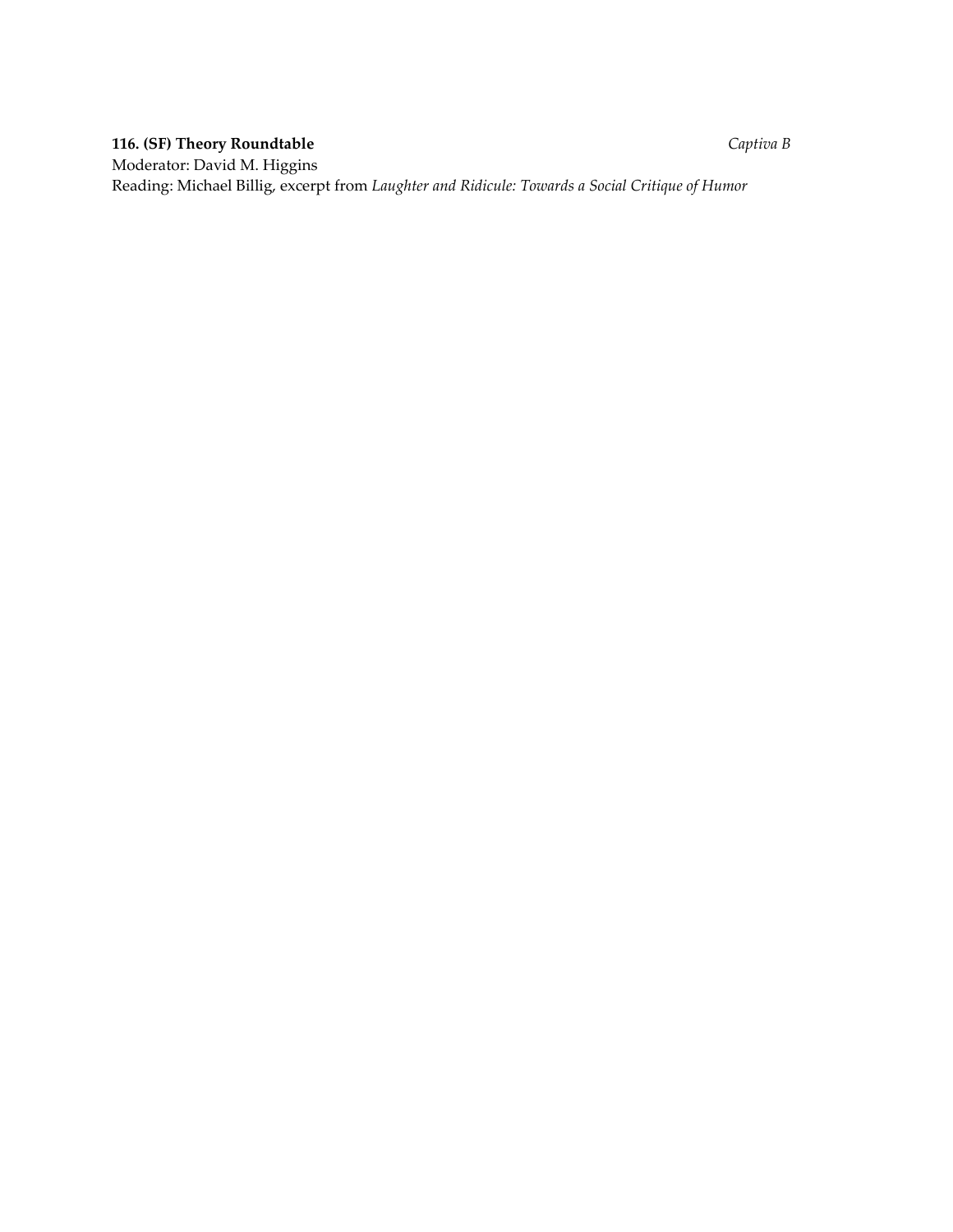**116. (SF) Theory Roundtable** *Captiva B*

Moderator: David M. Higgins

Reading: Michael Billig, excerpt from *Laughter and Ridicule: Towards a Social Critique of Humor*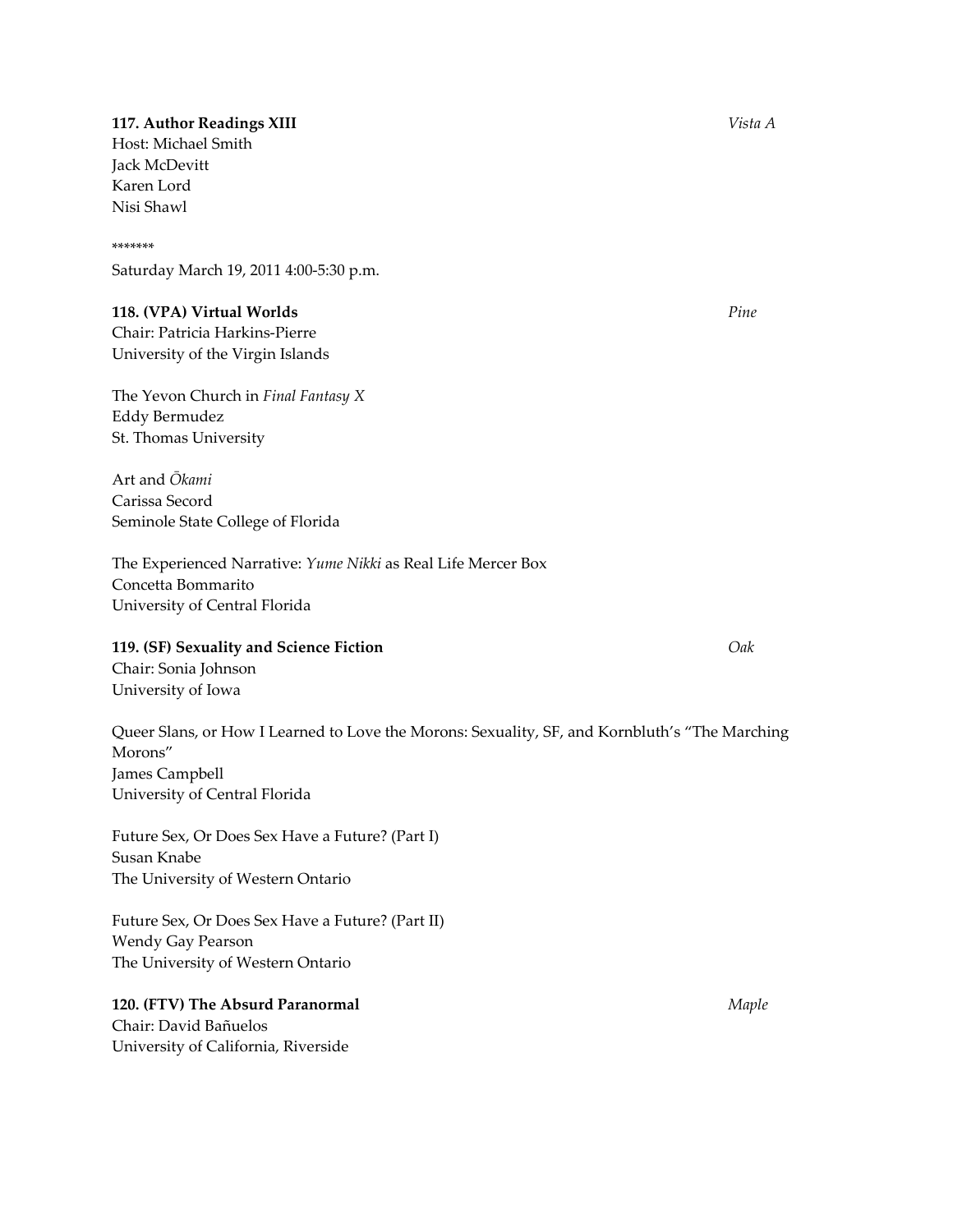**117. Author Readings XIII** *Vista A*

Host: Michael Smith
Jack McDevitt
Karen Lord
Nisi Shawl

*******

Saturday March 19, 2011 4:00-5:30 p.m.

**118. (VPA) Virtual Worlds** *Pine*

Chair: Patricia Harkins-Pierre
University of the Virgin Islands

The Yevon Church in *Final Fantasy X*
Eddy Bermudez
St. Thomas University

Art and *Ōkami*
Carissa Secord
Seminole State College of Florida

The Experienced Narrative: *Yume Nikki* as Real Life Mercer Box
Concetta Bommarito
University of Central Florida

**119. (SF) Sexuality and Science Fiction** *Oak*

Chair: Sonia Johnson
University of Iowa

Queer Slans, or How I Learned to Love the Morons: Sexuality, SF, and Kornbluth's "The Marching Morons"
James Campbell
University of Central Florida

Future Sex, Or Does Sex Have a Future? (Part I)
Susan Knabe
The University of Western Ontario

Future Sex, Or Does Sex Have a Future? (Part II)
Wendy Gay Pearson
The University of Western Ontario

**120. (FTV) The Absurd Paranormal** *Maple*

Chair: David Bañuelos
University of California, Riverside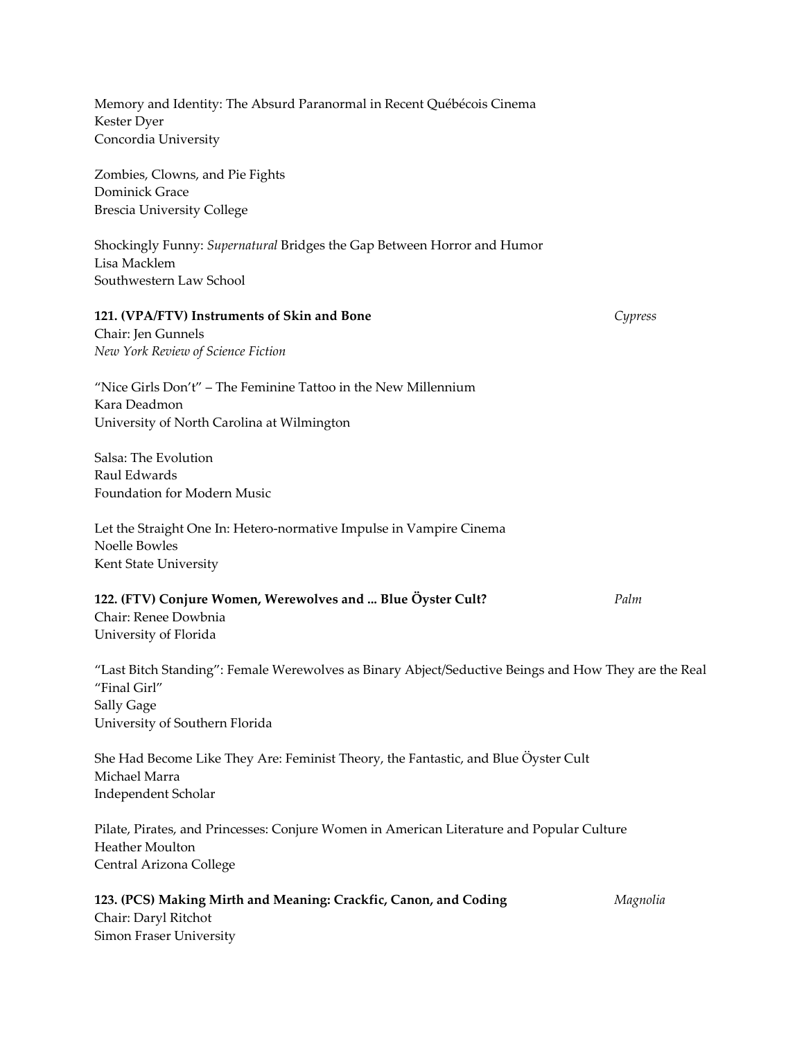Memory and Identity: The Absurd Paranormal in Recent Québécois Cinema
Kester Dyer
Concordia University

Zombies, Clowns, and Pie Fights
Dominick Grace
Brescia University College

Shockingly Funny: *Supernatural* Bridges the Gap Between Horror and Humor
Lisa Macklem
Southwestern Law School

**121. (VPA/FTV) Instruments of Skin and Bone** *Cypress*
Chair: Jen Gunnels
*New York Review of Science Fiction*

"Nice Girls Don't" – The Feminine Tattoo in the New Millennium
Kara Deadmon
University of North Carolina at Wilmington

Salsa: The Evolution
Raul Edwards
Foundation for Modern Music

Let the Straight One In: Hetero-normative Impulse in Vampire Cinema
Noelle Bowles
Kent State University

**122. (FTV) Conjure Women, Werewolves and ... Blue Öyster Cult?** *Palm*
Chair: Renee Dowbnia
University of Florida

"Last Bitch Standing": Female Werewolves as Binary Abject/Seductive Beings and How They are the Real "Final Girl"
Sally Gage
University of Southern Florida

She Had Become Like They Are: Feminist Theory, the Fantastic, and Blue Öyster Cult
Michael Marra
Independent Scholar

Pilate, Pirates, and Princesses: Conjure Women in American Literature and Popular Culture
Heather Moulton
Central Arizona College

**123. (PCS) Making Mirth and Meaning: Crackfic, Canon, and Coding** *Magnolia*
Chair: Daryl Ritchot
Simon Fraser University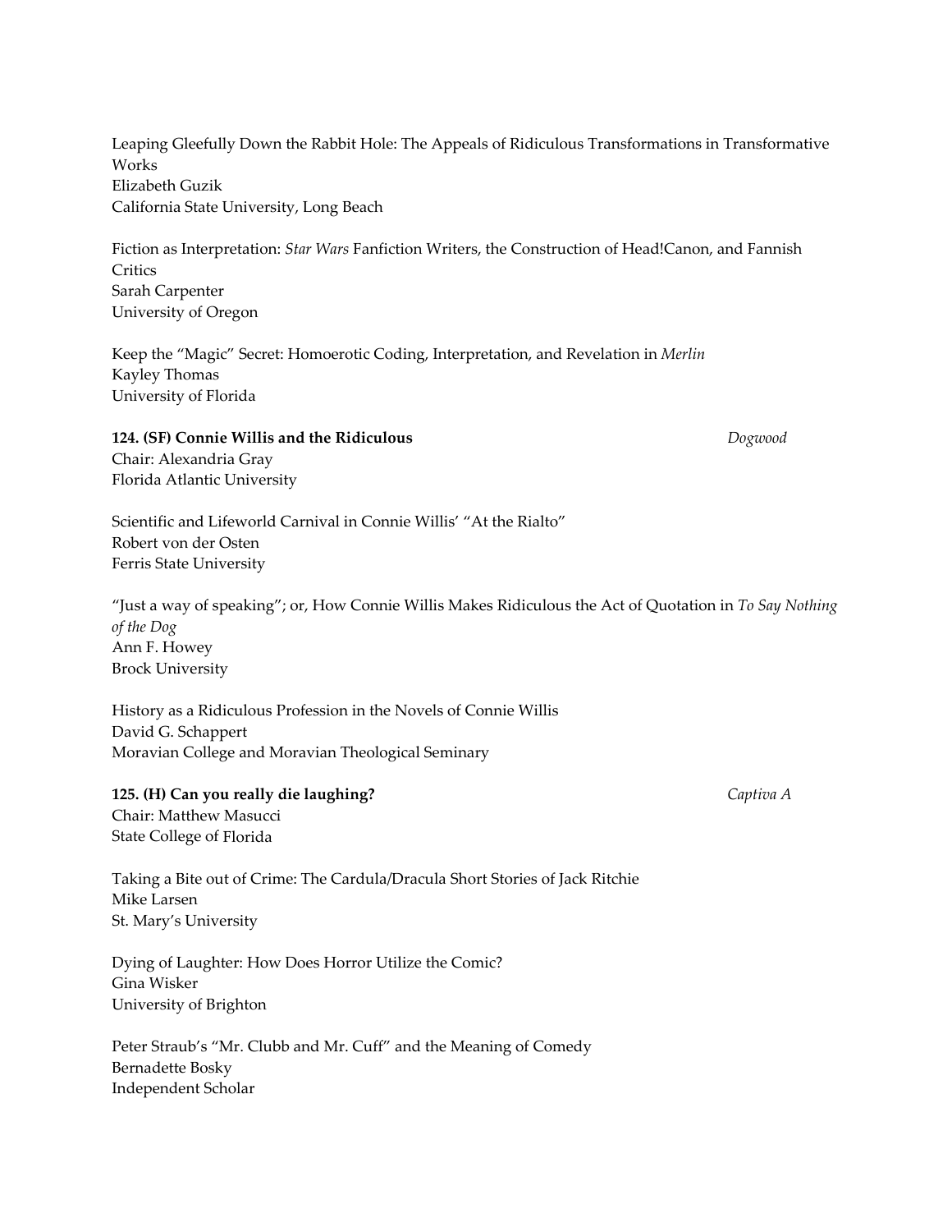Leaping Gleefully Down the Rabbit Hole: The Appeals of Ridiculous Transformations in Transformative Works
Elizabeth Guzik
California State University, Long Beach

Fiction as Interpretation: *Star Wars* Fanfiction Writers, the Construction of Head!Canon, and Fannish Critics
Sarah Carpenter
University of Oregon

Keep the "Magic" Secret: Homoerotic Coding, Interpretation, and Revelation in *Merlin*
Kayley Thomas
University of Florida

**124. (SF) Connie Willis and the Ridiculous** *Dogwood*
Chair: Alexandria Gray
Florida Atlantic University

Scientific and Lifeworld Carnival in Connie Willis' "At the Rialto"
Robert von der Osten
Ferris State University

"Just a way of speaking"; or, How Connie Willis Makes Ridiculous the Act of Quotation in *To Say Nothing of the Dog*
Ann F. Howey
Brock University

History as a Ridiculous Profession in the Novels of Connie Willis
David G. Schappert
Moravian College and Moravian Theological Seminary

**125. (H) Can you really die laughing?** *Captiva A*
Chair: Matthew Masucci
State College of Florida

Taking a Bite out of Crime: The Cardula/Dracula Short Stories of Jack Ritchie
Mike Larsen
St. Mary's University

Dying of Laughter: How Does Horror Utilize the Comic?
Gina Wisker
University of Brighton

Peter Straub's "Mr. Clubb and Mr. Cuff" and the Meaning of Comedy
Bernadette Bosky
Independent Scholar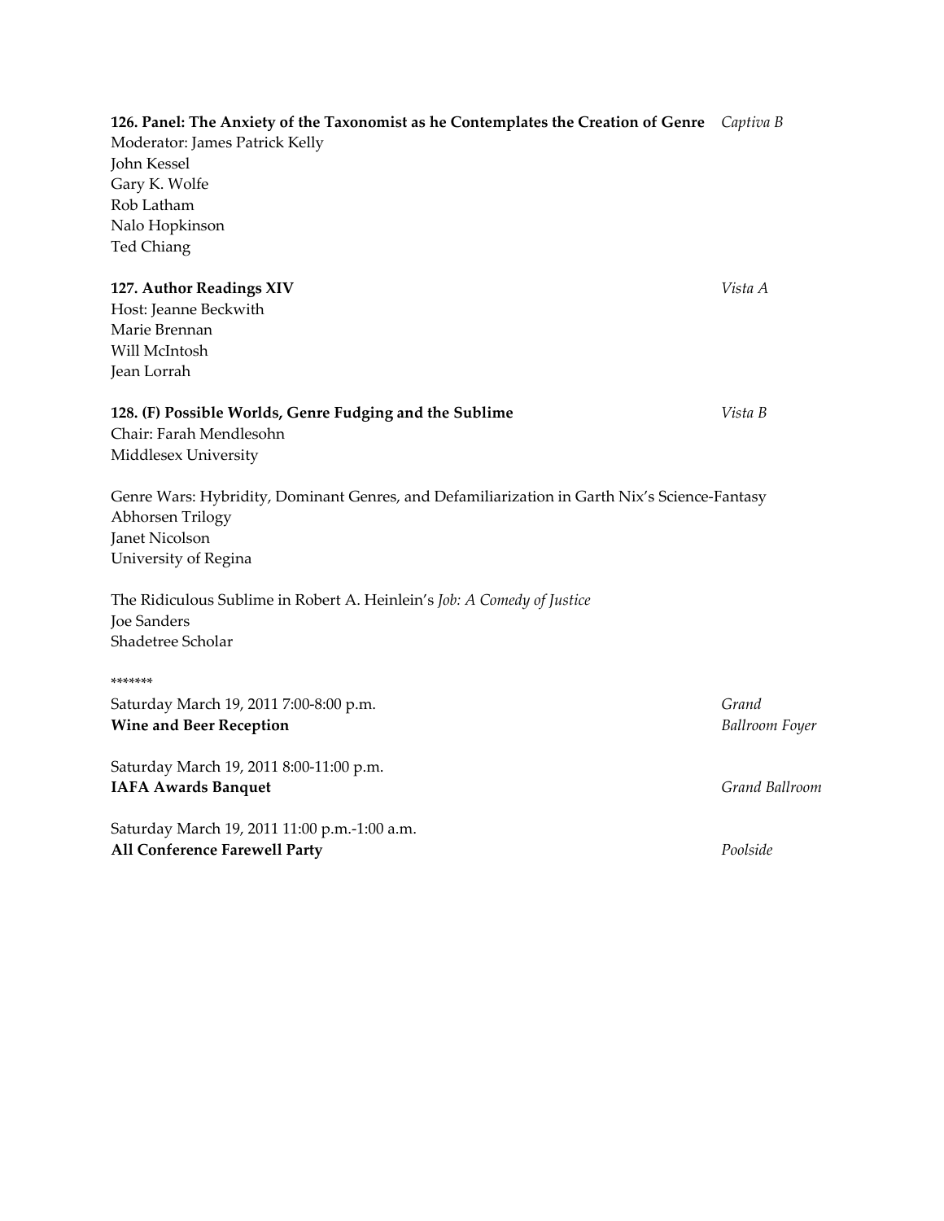**126. Panel: The Anxiety of the Taxonomist as he Contemplates the Creation of Genre** *Captiva B*

Moderator: James Patrick Kelly
John Kessel
Gary K. Wolfe
Rob Latham
Nalo Hopkinson
Ted Chiang

**127. Author Readings XIV** *Vista A*

Host: Jeanne Beckwith
Marie Brennan
Will McIntosh
Jean Lorrah

**128. (F) Possible Worlds, Genre Fudging and the Sublime** *Vista B*

Chair: Farah Mendlesohn
Middlesex University

Genre Wars: Hybridity, Dominant Genres, and Defamiliarization in Garth Nix's Science-Fantasy Abhorsen Trilogy
Janet Nicolson
University of Regina

The Ridiculous Sublime in Robert A. Heinlein's *Job: A Comedy of Justice*
Joe Sanders
Shadetree Scholar

*******

Saturday March 19, 2011 7:00-8:00 p.m.
**Wine and Beer Reception** *Grand Ballroom Foyer*

Saturday March 19, 2011 8:00-11:00 p.m.
**IAFA Awards Banquet** *Grand Ballroom*

Saturday March 19, 2011 11:00 p.m.-1:00 a.m.
**All Conference Farewell Party** *Poolside*